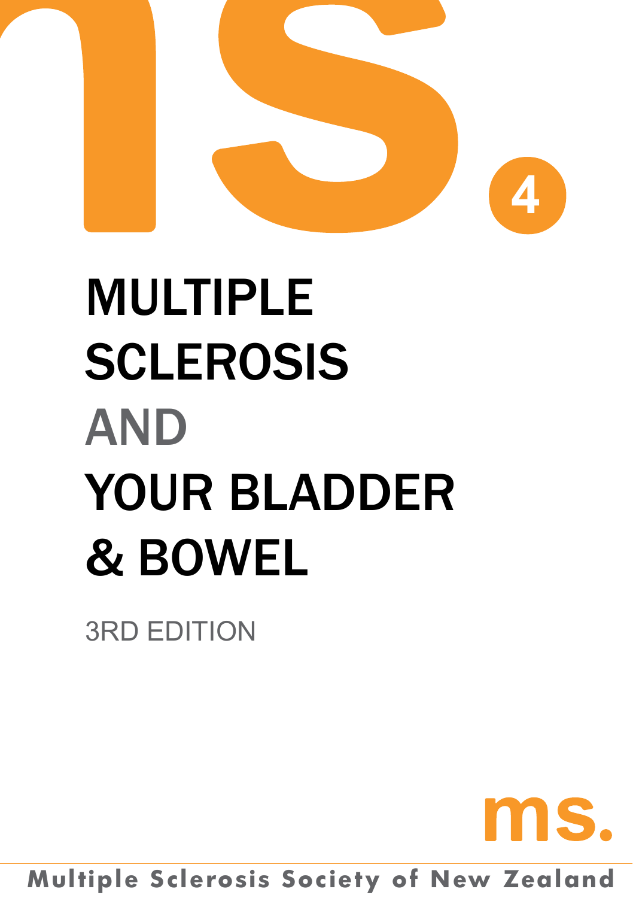4

# MULTIPLE SCLEROSIS AND YOUR BLADDER & BOWEL

3RD EDITION

ms.

Multiple Sclerosis Society of New Zealand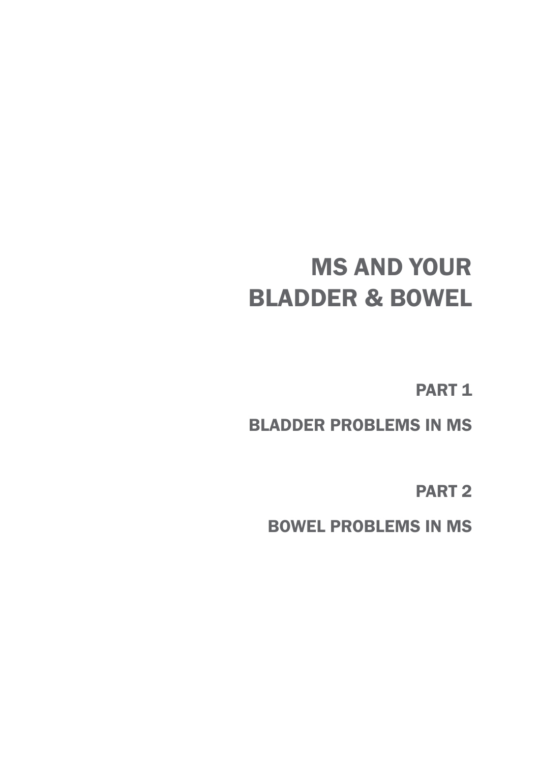# MS AND YOUR BLADDER & BOWEL

## PART 1

## BLADDER PROBLEMS IN MS

## PART 2

## BOWEL PROBLEMS IN MS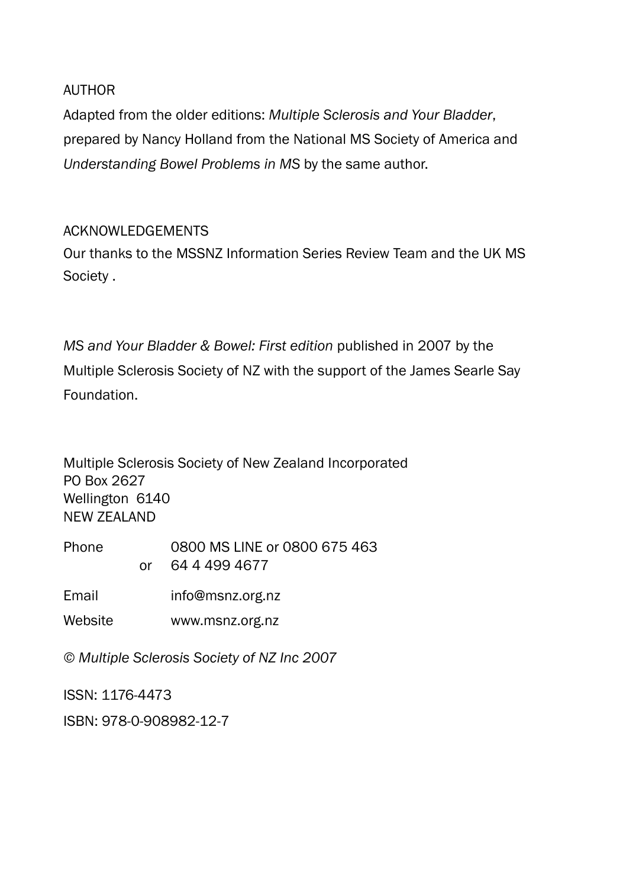AUTHOR

Adapted from the older editions: *Multiple Sclerosis and Your Bladder*, prepared by Nancy Holland from the National MS Society of America and *Understanding Bowel Problems in MS* by the same author.

ACKNOWLEDGEMENTS

Our thanks to the MSSNZ Information Series Review Team and the UK MS Society .

*MS and Your Bladder & Bowel: First edition* published in 2007 by the Multiple Sclerosis Society of NZ with the support of the James Searle Say Foundation.

Multiple Sclerosis Society of New Zealand Incorporated
PO Box 2627
Wellington 6140
NEW ZEALAND

Phone 0800 MS LINE or 0800 675 463
or 64 4 499 4677

Email info@msnz.org.nz

Website www.msnz.org.nz

*© Multiple Sclerosis Society of NZ Inc 2007*

ISSN: 1176-4473

ISBN: 978-0-908982-12-7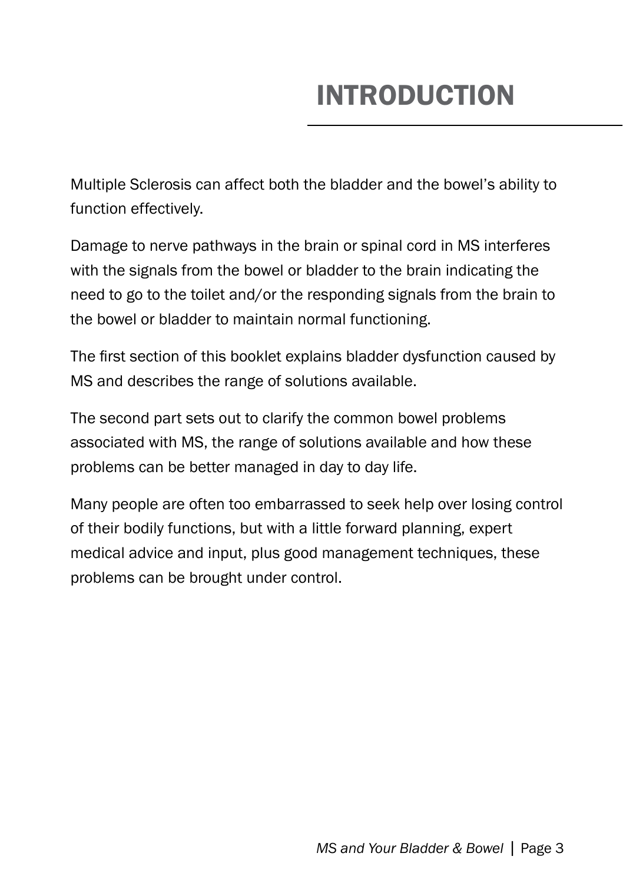# INTRODUCTION

Multiple Sclerosis can affect both the bladder and the bowel's ability to function effectively.

Damage to nerve pathways in the brain or spinal cord in MS interferes with the signals from the bowel or bladder to the brain indicating the need to go to the toilet and/or the responding signals from the brain to the bowel or bladder to maintain normal functioning.

The first section of this booklet explains bladder dysfunction caused by MS and describes the range of solutions available.

The second part sets out to clarify the common bowel problems associated with MS, the range of solutions available and how these problems can be better managed in day to day life.

Many people are often too embarrassed to seek help over losing control of their bodily functions, but with a little forward planning, expert medical advice and input, plus good management techniques, these problems can be brought under control.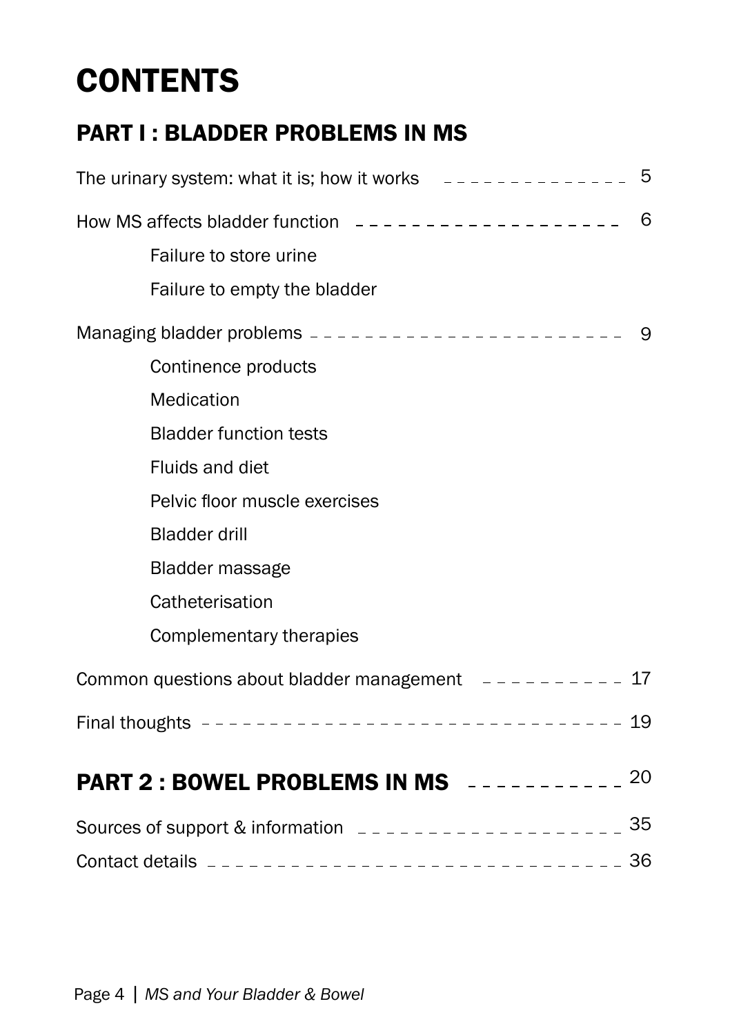# CONTENTS

## PART I : BLADDER PROBLEMS IN MS

The urinary system: what it is; how it works — 5

How MS affects bladder function — 6

- Failure to store urine
- Failure to empty the bladder

Managing bladder problems — 9

- Continence products
- Medication
- Bladder function tests
- Fluids and diet
- Pelvic floor muscle exercises
- Bladder drill
- Bladder massage
- Catheterisation
- Complementary therapies

Common questions about bladder management — 17

Final thoughts — 19

## PART 2 : BOWEL PROBLEMS IN MS — 20

Sources of support & information — 35

Contact details — 36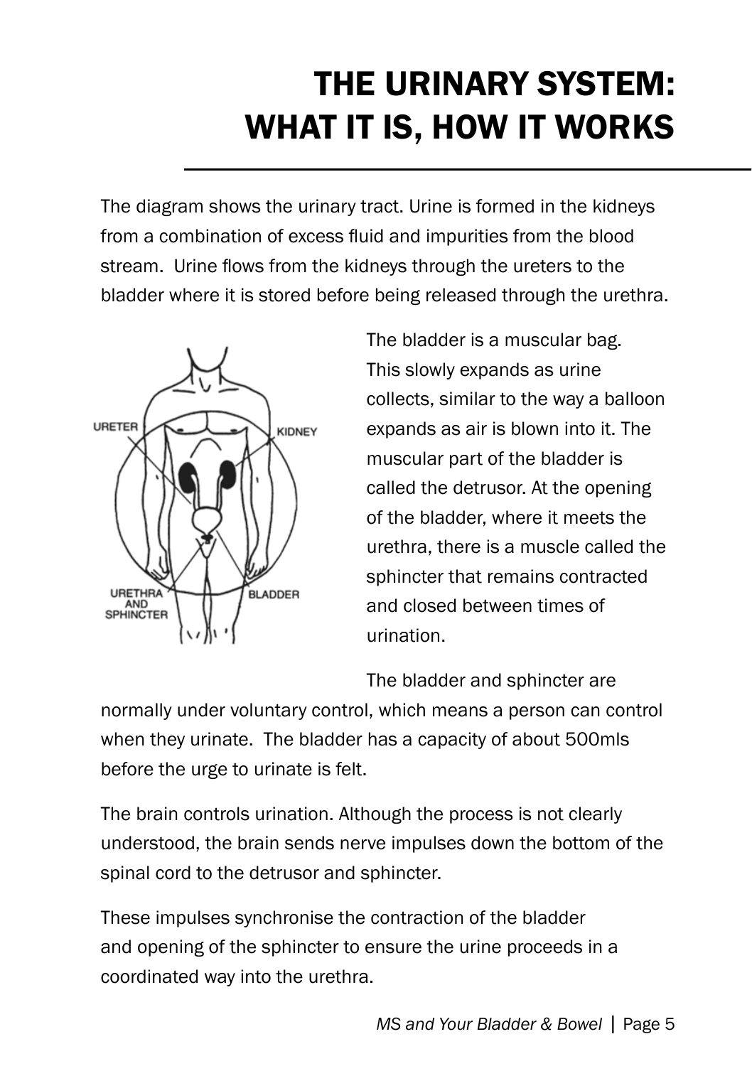# THE URINARY SYSTEM: WHAT IT IS, HOW IT WORKS

The diagram shows the urinary tract. Urine is formed in the kidneys from a combination of excess fluid and impurities from the blood stream. Urine flows from the kidneys through the ureters to the bladder where it is stored before being released through the urethra.

URETER

KIDNEY

URETHRA AND SPHINCTER

BLADDER

The bladder is a muscular bag. This slowly expands as urine collects, similar to the way a balloon expands as air is blown into it. The muscular part of the bladder is called the detrusor. At the opening of the bladder, where it meets the urethra, there is a muscle called the sphincter that remains contracted and closed between times of urination.

The bladder and sphincter are normally under voluntary control, which means a person can control when they urinate. The bladder has a capacity of about 500mls before the urge to urinate is felt.

The brain controls urination. Although the process is not clearly understood, the brain sends nerve impulses down the bottom of the spinal cord to the detrusor and sphincter.

These impulses synchronise the contraction of the bladder and opening of the sphincter to ensure the urine proceeds in a coordinated way into the urethra.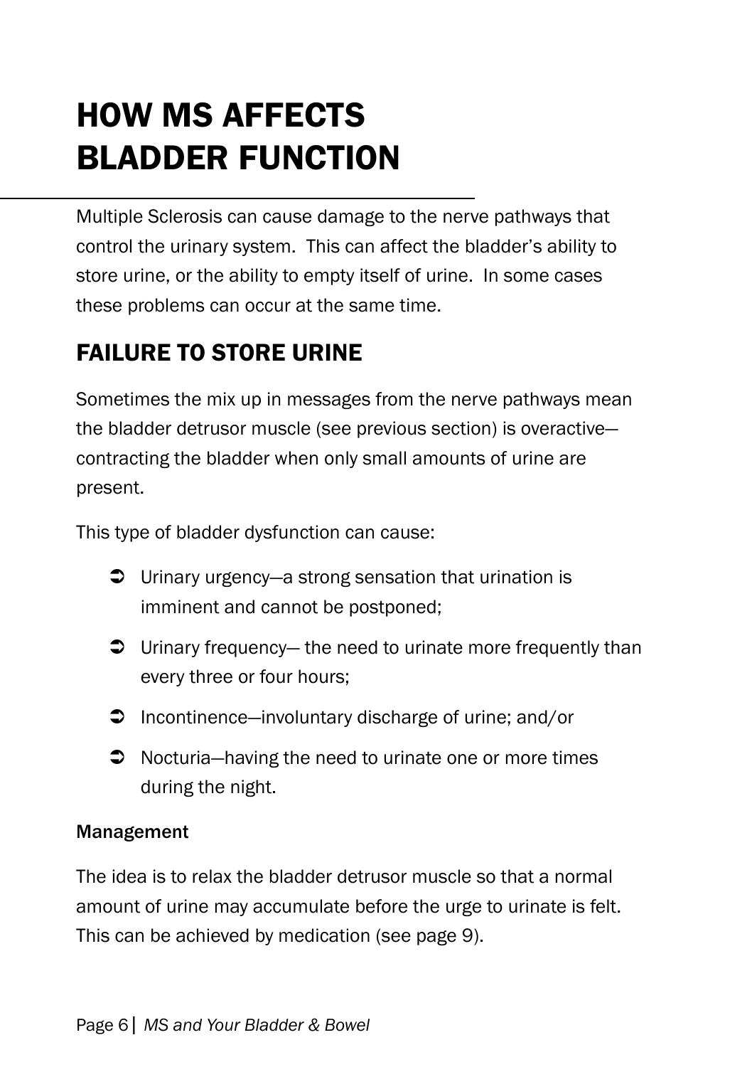# HOW MS AFFECTS BLADDER FUNCTION

Multiple Sclerosis can cause damage to the nerve pathways that control the urinary system. This can affect the bladder's ability to store urine, or the ability to empty itself of urine. In some cases these problems can occur at the same time.

## FAILURE TO STORE URINE

Sometimes the mix up in messages from the nerve pathways mean the bladder detrusor muscle (see previous section) is overactive—contracting the bladder when only small amounts of urine are present.

This type of bladder dysfunction can cause:

- Urinary urgency—a strong sensation that urination is imminent and cannot be postponed;
- Urinary frequency— the need to urinate more frequently than every three or four hours;
- Incontinence—involuntary discharge of urine; and/or
- Nocturia—having the need to urinate one or more times during the night.

### Management

The idea is to relax the bladder detrusor muscle so that a normal amount of urine may accumulate before the urge to urinate is felt. This can be achieved by medication (see page 9).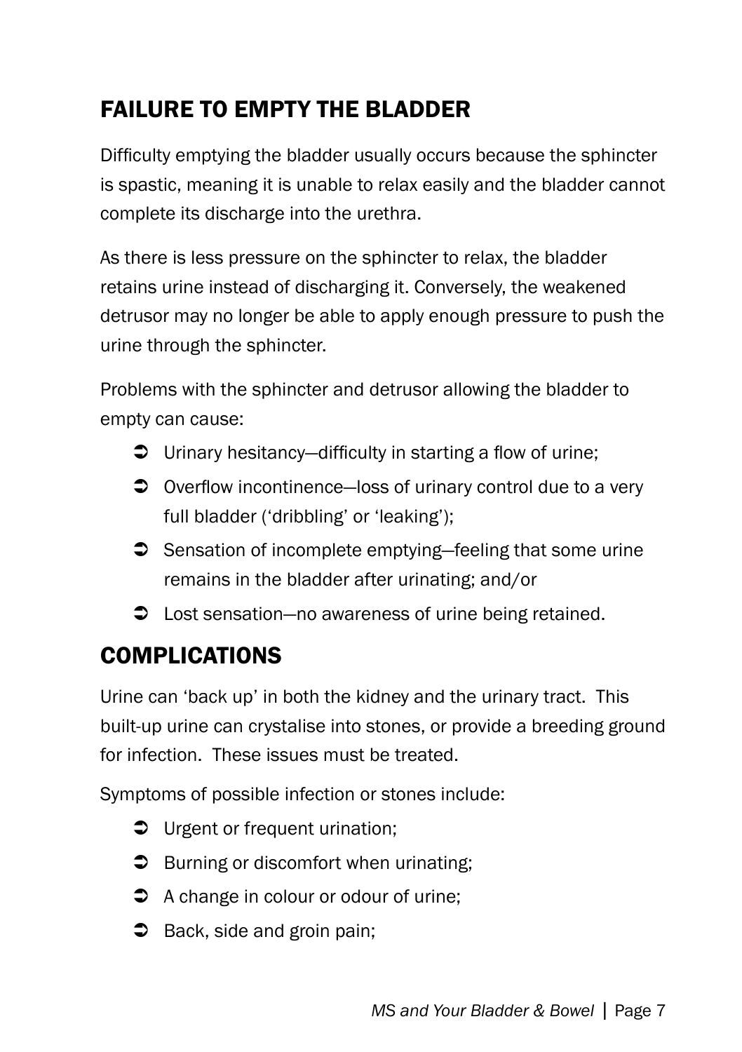## FAILURE TO EMPTY THE BLADDER

Difficulty emptying the bladder usually occurs because the sphincter is spastic, meaning it is unable to relax easily and the bladder cannot complete its discharge into the urethra.

As there is less pressure on the sphincter to relax, the bladder retains urine instead of discharging it. Conversely, the weakened detrusor may no longer be able to apply enough pressure to push the urine through the sphincter.

Problems with the sphincter and detrusor allowing the bladder to empty can cause:

- Urinary hesitancy—difficulty in starting a flow of urine;
- Overflow incontinence—loss of urinary control due to a very full bladder ('dribbling' or 'leaking');
- Sensation of incomplete emptying—feeling that some urine remains in the bladder after urinating; and/or
- Lost sensation—no awareness of urine being retained.

## COMPLICATIONS

Urine can 'back up' in both the kidney and the urinary tract. This built-up urine can crystalise into stones, or provide a breeding ground for infection. These issues must be treated.

Symptoms of possible infection or stones include:

- Urgent or frequent urination;
- Burning or discomfort when urinating;
- A change in colour or odour of urine;
- Back, side and groin pain;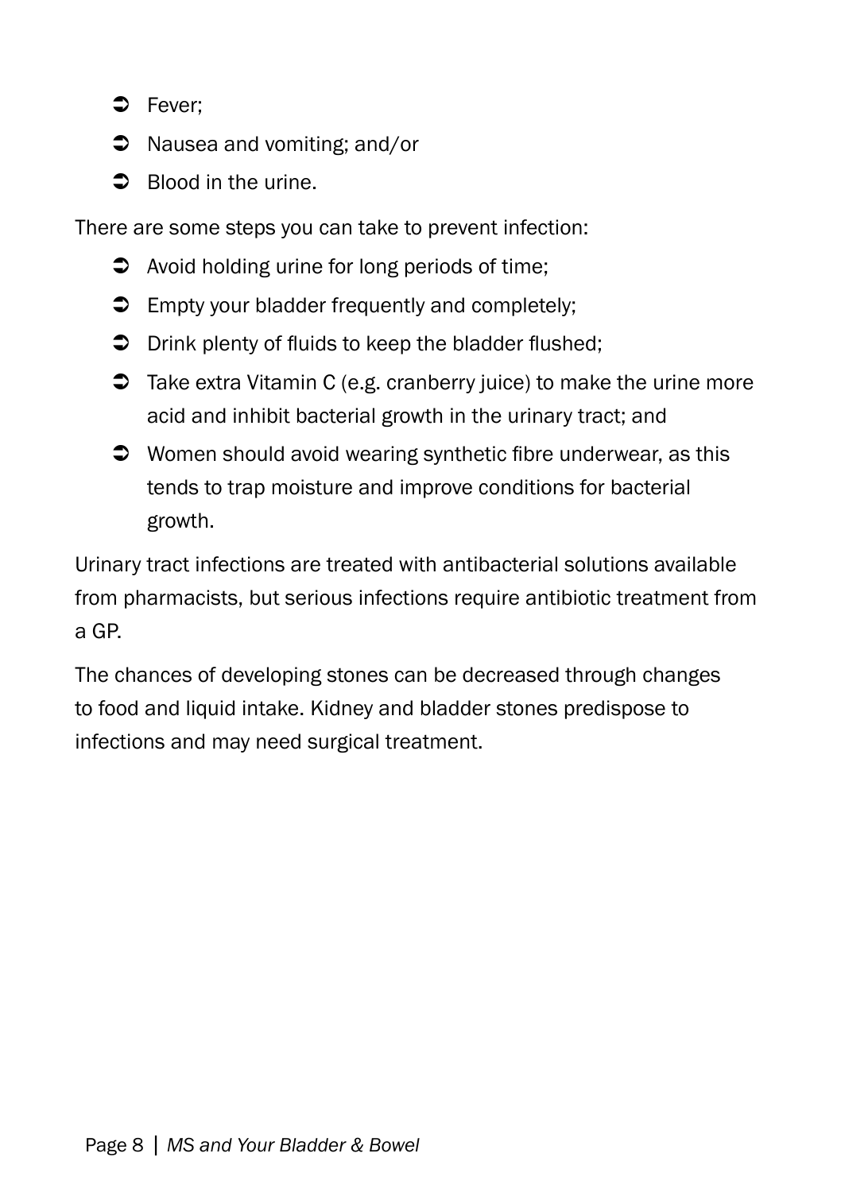- Fever;
- Nausea and vomiting; and/or
- Blood in the urine.

There are some steps you can take to prevent infection:

- Avoid holding urine for long periods of time;
- Empty your bladder frequently and completely;
- Drink plenty of fluids to keep the bladder flushed;
- Take extra Vitamin C (e.g. cranberry juice) to make the urine more acid and inhibit bacterial growth in the urinary tract; and
- Women should avoid wearing synthetic fibre underwear, as this tends to trap moisture and improve conditions for bacterial growth.

Urinary tract infections are treated with antibacterial solutions available from pharmacists, but serious infections require antibiotic treatment from a GP.

The chances of developing stones can be decreased through changes to food and liquid intake. Kidney and bladder stones predispose to infections and may need surgical treatment.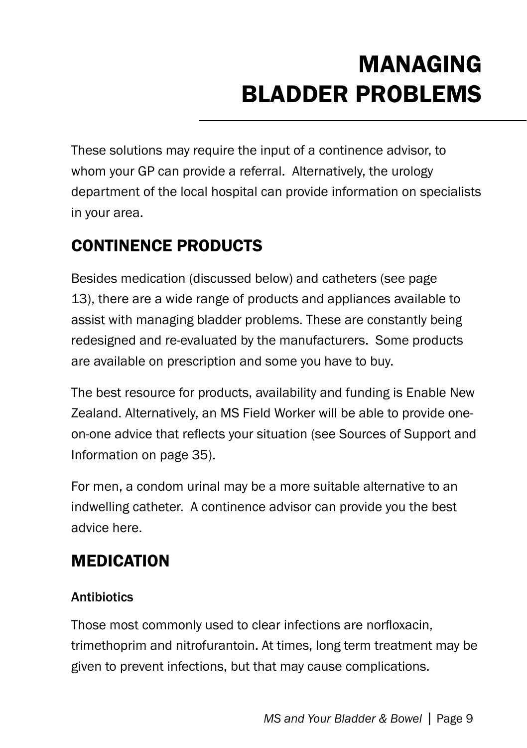# MANAGING BLADDER PROBLEMS

These solutions may require the input of a continence advisor, to whom your GP can provide a referral. Alternatively, the urology department of the local hospital can provide information on specialists in your area.

## CONTINENCE PRODUCTS

Besides medication (discussed below) and catheters (see page 13), there are a wide range of products and appliances available to assist with managing bladder problems. These are constantly being redesigned and re-evaluated by the manufacturers. Some products are available on prescription and some you have to buy.

The best resource for products, availability and funding is Enable New Zealand. Alternatively, an MS Field Worker will be able to provide one-on-one advice that reflects your situation (see Sources of Support and Information on page 35).

For men, a condom urinal may be a more suitable alternative to an indwelling catheter. A continence advisor can provide you the best advice here.

## MEDICATION

### Antibiotics

Those most commonly used to clear infections are norfloxacin, trimethoprim and nitrofurantoin. At times, long term treatment may be given to prevent infections, but that may cause complications.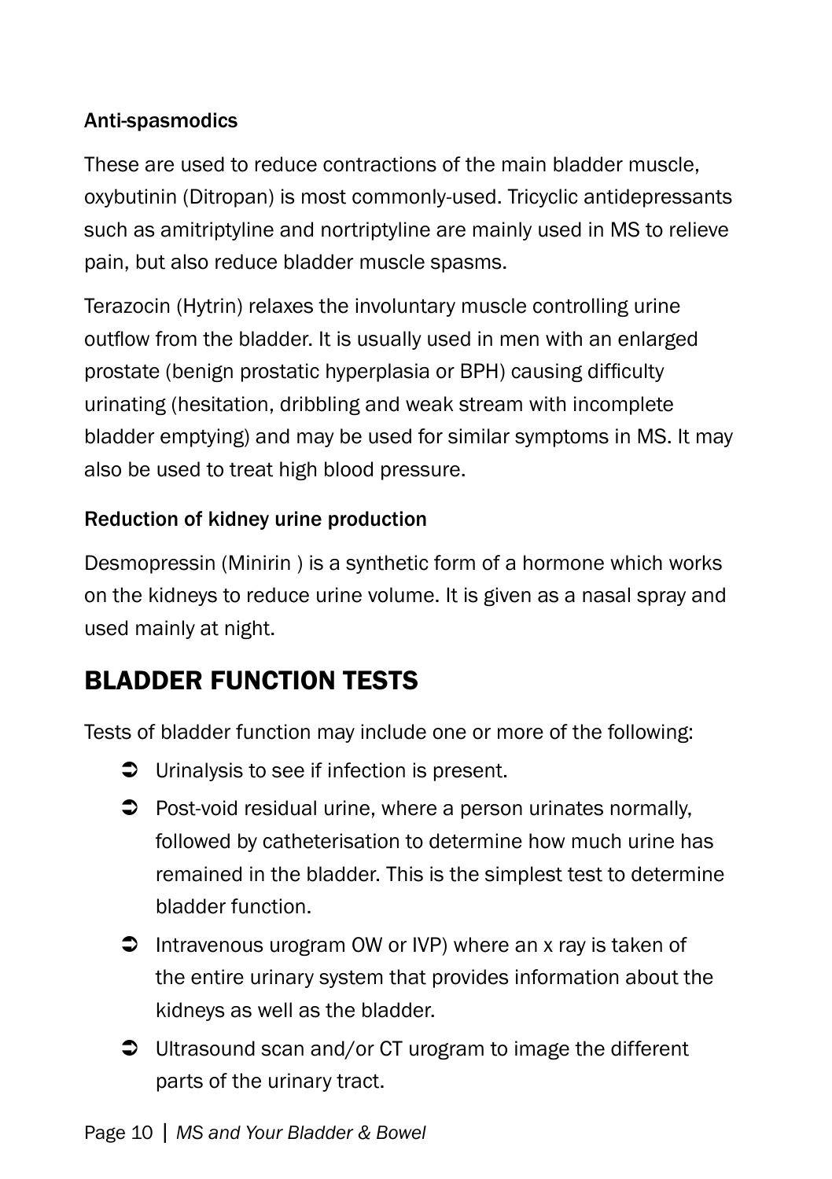### Anti-spasmodics

These are used to reduce contractions of the main bladder muscle, oxybutinin (Ditropan) is most commonly-used. Tricyclic antidepressants such as amitriptyline and nortriptyline are mainly used in MS to relieve pain, but also reduce bladder muscle spasms.

Terazocin (Hytrin) relaxes the involuntary muscle controlling urine outflow from the bladder. It is usually used in men with an enlarged prostate (benign prostatic hyperplasia or BPH) causing difficulty urinating (hesitation, dribbling and weak stream with incomplete bladder emptying) and may be used for similar symptoms in MS. It may also be used to treat high blood pressure.

### Reduction of kidney urine production

Desmopressin (Minirin ) is a synthetic form of a hormone which works on the kidneys to reduce urine volume. It is given as a nasal spray and used mainly at night.

## BLADDER FUNCTION TESTS

Tests of bladder function may include one or more of the following:

- Urinalysis to see if infection is present.
- Post-void residual urine, where a person urinates normally, followed by catheterisation to determine how much urine has remained in the bladder. This is the simplest test to determine bladder function.
- Intravenous urogram OW or IVP) where an x ray is taken of the entire urinary system that provides information about the kidneys as well as the bladder.
- Ultrasound scan and/or CT urogram to image the different parts of the urinary tract.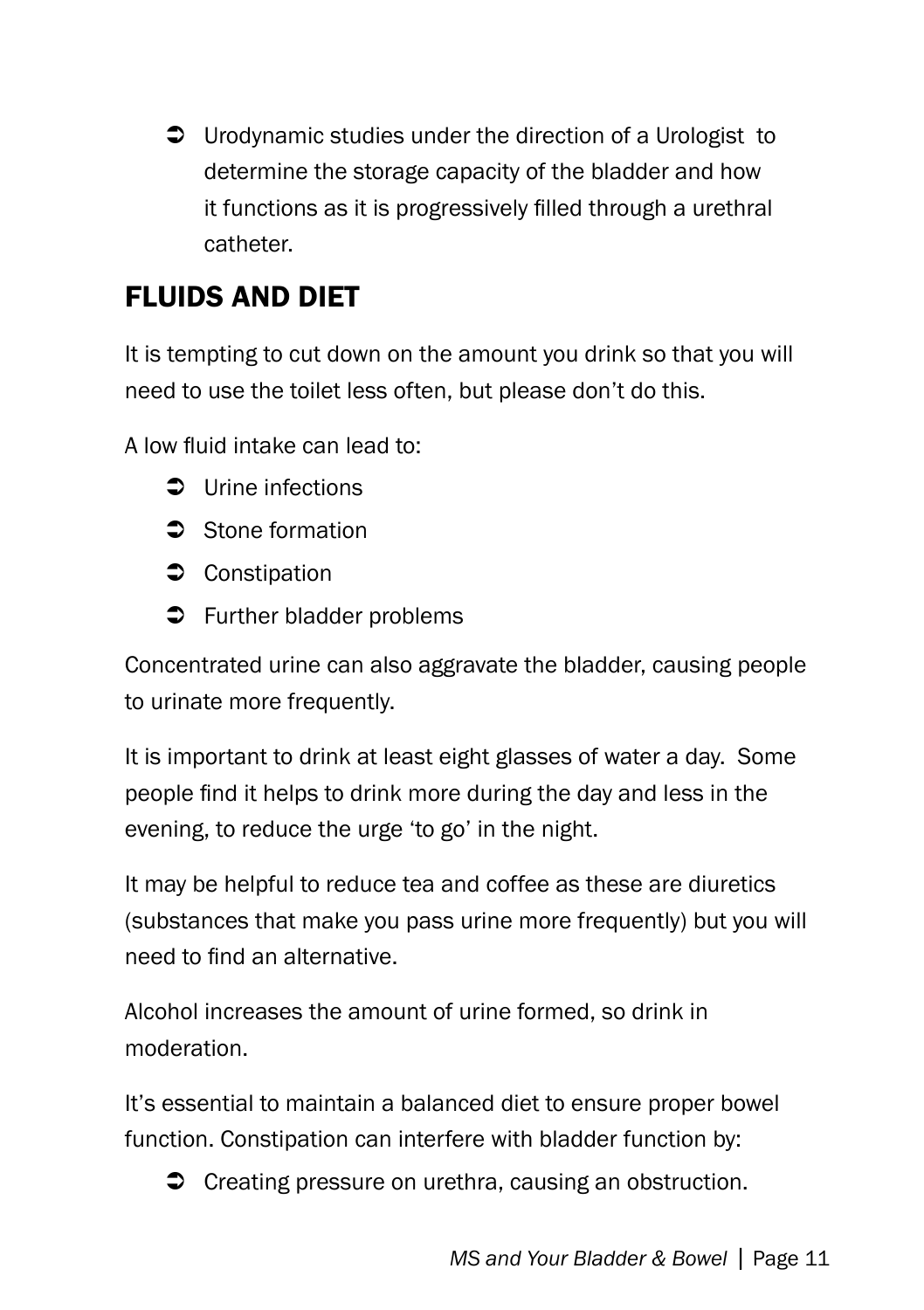- Urodynamic studies under the direction of a Urologist to determine the storage capacity of the bladder and how it functions as it is progressively filled through a urethral catheter.

## FLUIDS AND DIET

It is tempting to cut down on the amount you drink so that you will need to use the toilet less often, but please don't do this.

A low fluid intake can lead to:

- Urine infections
- Stone formation
- Constipation
- Further bladder problems

Concentrated urine can also aggravate the bladder, causing people to urinate more frequently.

It is important to drink at least eight glasses of water a day. Some people find it helps to drink more during the day and less in the evening, to reduce the urge 'to go' in the night.

It may be helpful to reduce tea and coffee as these are diuretics (substances that make you pass urine more frequently) but you will need to find an alternative.

Alcohol increases the amount of urine formed, so drink in moderation.

It's essential to maintain a balanced diet to ensure proper bowel function. Constipation can interfere with bladder function by:

- Creating pressure on urethra, causing an obstruction.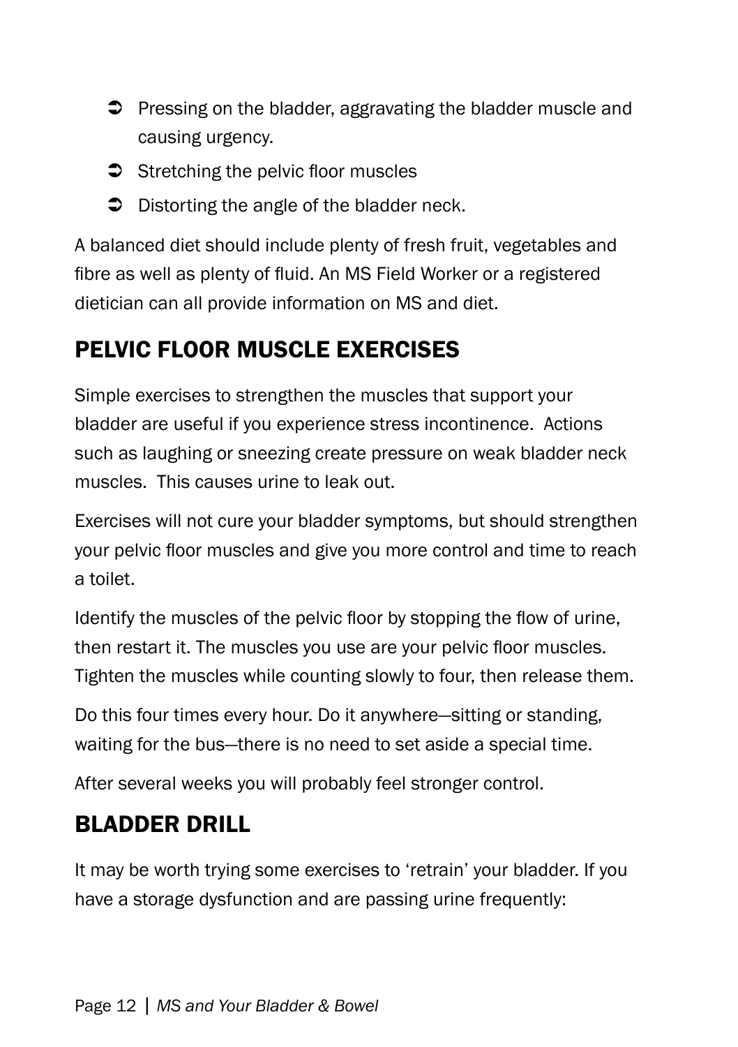- Pressing on the bladder, aggravating the bladder muscle and causing urgency.
- Stretching the pelvic floor muscles
- Distorting the angle of the bladder neck.

A balanced diet should include plenty of fresh fruit, vegetables and fibre as well as plenty of fluid. An MS Field Worker or a registered dietician can all provide information on MS and diet.

## PELVIC FLOOR MUSCLE EXERCISES

Simple exercises to strengthen the muscles that support your bladder are useful if you experience stress incontinence. Actions such as laughing or sneezing create pressure on weak bladder neck muscles. This causes urine to leak out.

Exercises will not cure your bladder symptoms, but should strengthen your pelvic floor muscles and give you more control and time to reach a toilet.

Identify the muscles of the pelvic floor by stopping the flow of urine, then restart it. The muscles you use are your pelvic floor muscles. Tighten the muscles while counting slowly to four, then release them.

Do this four times every hour. Do it anywhere—sitting or standing, waiting for the bus—there is no need to set aside a special time.

After several weeks you will probably feel stronger control.

## BLADDER DRILL

It may be worth trying some exercises to 'retrain' your bladder. If you have a storage dysfunction and are passing urine frequently: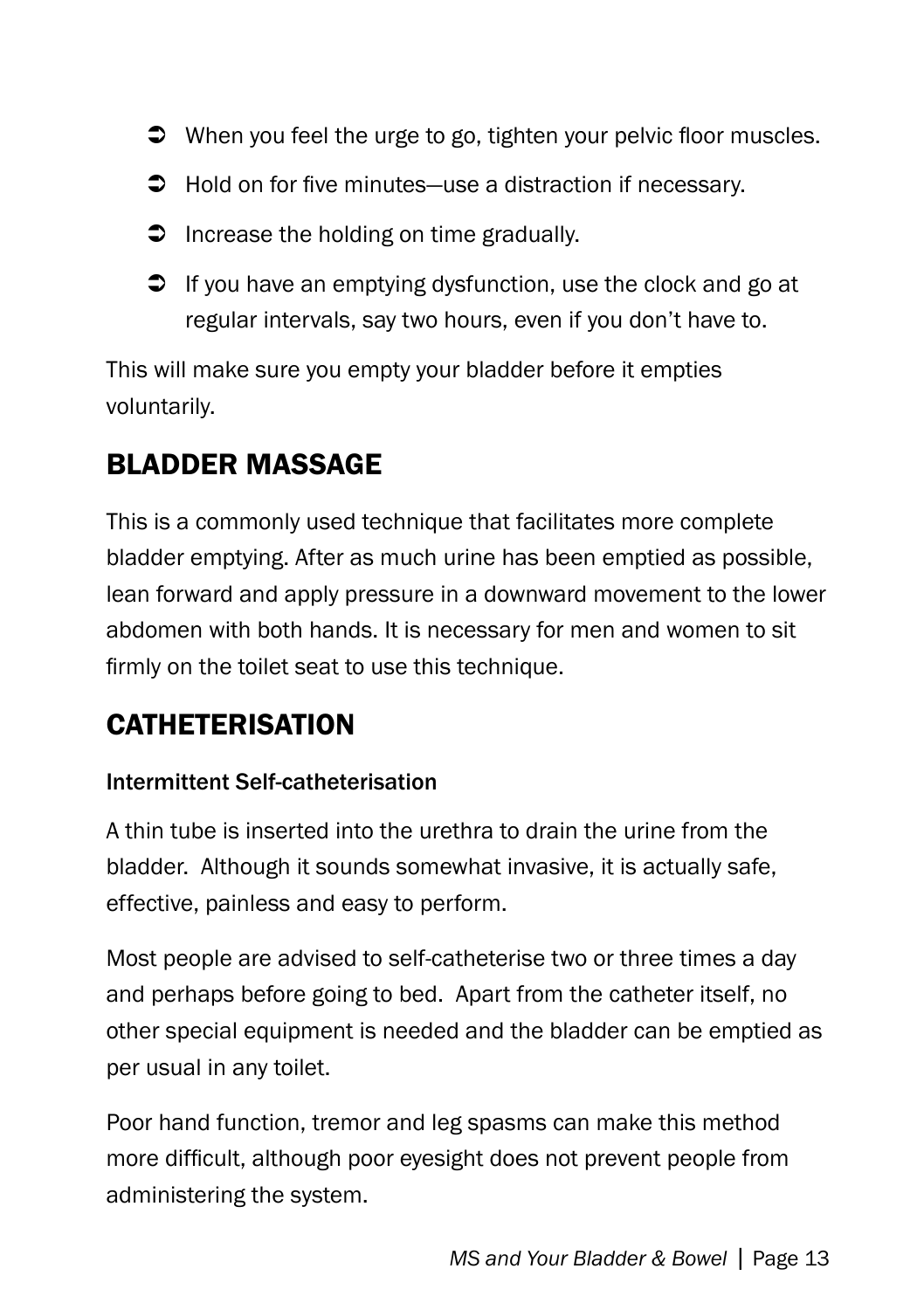- When you feel the urge to go, tighten your pelvic floor muscles.
- Hold on for five minutes—use a distraction if necessary.
- Increase the holding on time gradually.
- If you have an emptying dysfunction, use the clock and go at regular intervals, say two hours, even if you don't have to.

This will make sure you empty your bladder before it empties voluntarily.

## BLADDER MASSAGE

This is a commonly used technique that facilitates more complete bladder emptying. After as much urine has been emptied as possible, lean forward and apply pressure in a downward movement to the lower abdomen with both hands. It is necessary for men and women to sit firmly on the toilet seat to use this technique.

## CATHETERISATION

### Intermittent Self-catheterisation

A thin tube is inserted into the urethra to drain the urine from the bladder. Although it sounds somewhat invasive, it is actually safe, effective, painless and easy to perform.

Most people are advised to self-catheterise two or three times a day and perhaps before going to bed. Apart from the catheter itself, no other special equipment is needed and the bladder can be emptied as per usual in any toilet.

Poor hand function, tremor and leg spasms can make this method more difficult, although poor eyesight does not prevent people from administering the system.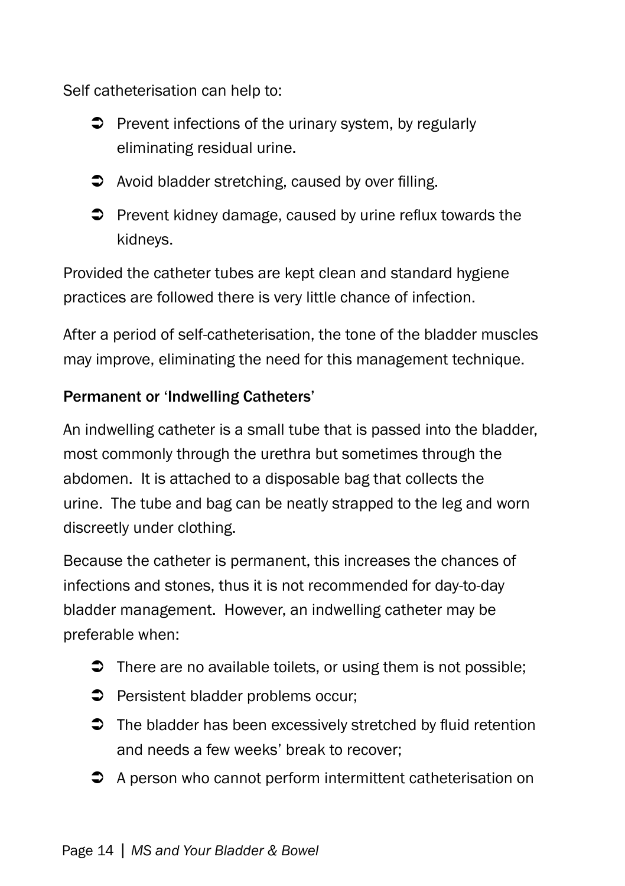Self catheterisation can help to:

- Prevent infections of the urinary system, by regularly eliminating residual urine.
- Avoid bladder stretching, caused by over filling.
- Prevent kidney damage, caused by urine reflux towards the kidneys.

Provided the catheter tubes are kept clean and standard hygiene practices are followed there is very little chance of infection.

After a period of self-catheterisation, the tone of the bladder muscles may improve, eliminating the need for this management technique.

**Permanent or 'Indwelling Catheters'**

An indwelling catheter is a small tube that is passed into the bladder, most commonly through the urethra but sometimes through the abdomen. It is attached to a disposable bag that collects the urine. The tube and bag can be neatly strapped to the leg and worn discreetly under clothing.

Because the catheter is permanent, this increases the chances of infections and stones, thus it is not recommended for day-to-day bladder management. However, an indwelling catheter may be preferable when:

- There are no available toilets, or using them is not possible;
- Persistent bladder problems occur;
- The bladder has been excessively stretched by fluid retention and needs a few weeks' break to recover;
- A person who cannot perform intermittent catheterisation on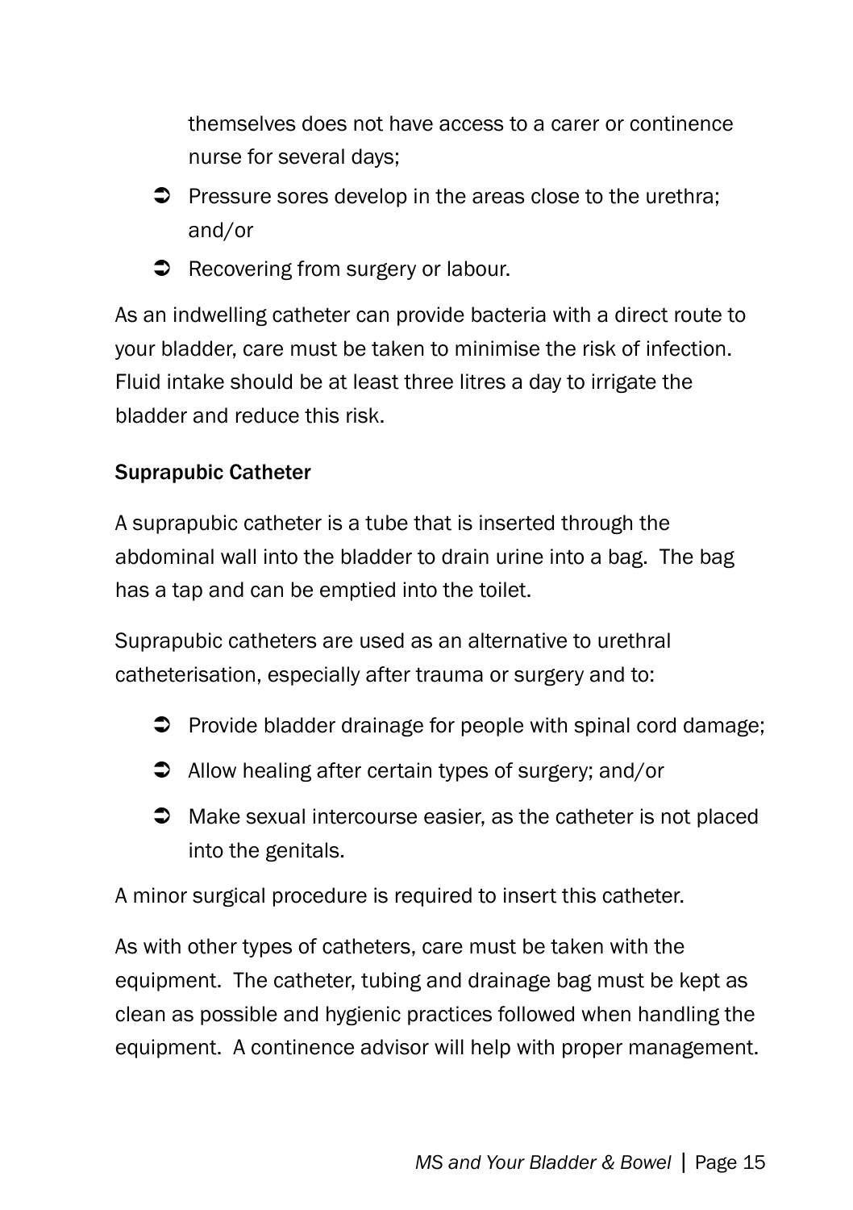themselves does not have access to a carer or continence nurse for several days;

- Pressure sores develop in the areas close to the urethra; and/or
- Recovering from surgery or labour.

As an indwelling catheter can provide bacteria with a direct route to your bladder, care must be taken to minimise the risk of infection. Fluid intake should be at least three litres a day to irrigate the bladder and reduce this risk.

### Suprapubic Catheter

A suprapubic catheter is a tube that is inserted through the abdominal wall into the bladder to drain urine into a bag. The bag has a tap and can be emptied into the toilet.

Suprapubic catheters are used as an alternative to urethral catheterisation, especially after trauma or surgery and to:

- Provide bladder drainage for people with spinal cord damage;
- Allow healing after certain types of surgery; and/or
- Make sexual intercourse easier, as the catheter is not placed into the genitals.

A minor surgical procedure is required to insert this catheter.

As with other types of catheters, care must be taken with the equipment. The catheter, tubing and drainage bag must be kept as clean as possible and hygienic practices followed when handling the equipment. A continence advisor will help with proper management.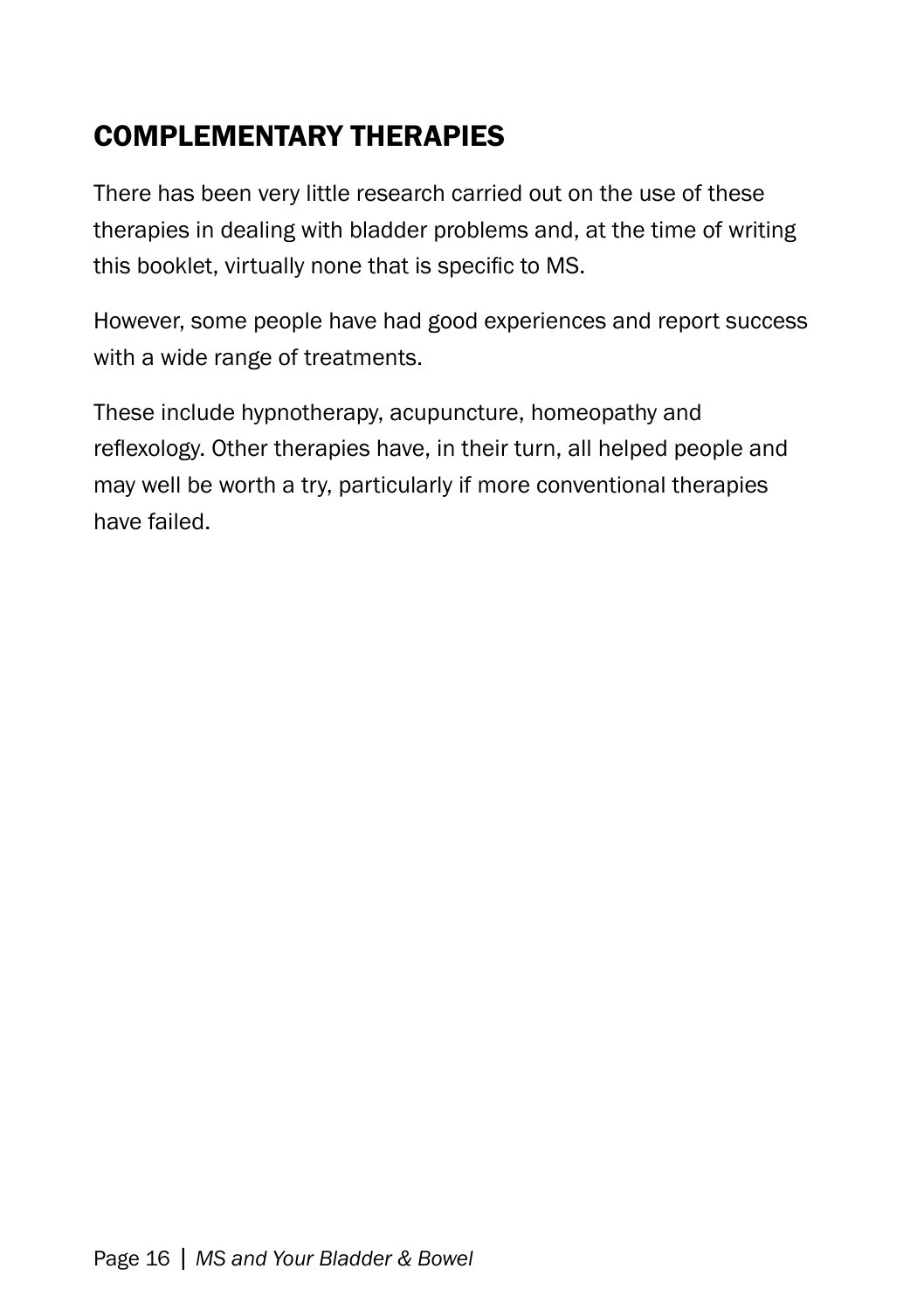## COMPLEMENTARY THERAPIES

There has been very little research carried out on the use of these therapies in dealing with bladder problems and, at the time of writing this booklet, virtually none that is specific to MS.

However, some people have had good experiences and report success with a wide range of treatments.

These include hypnotherapy, acupuncture, homeopathy and reflexology. Other therapies have, in their turn, all helped people and may well be worth a try, particularly if more conventional therapies have failed.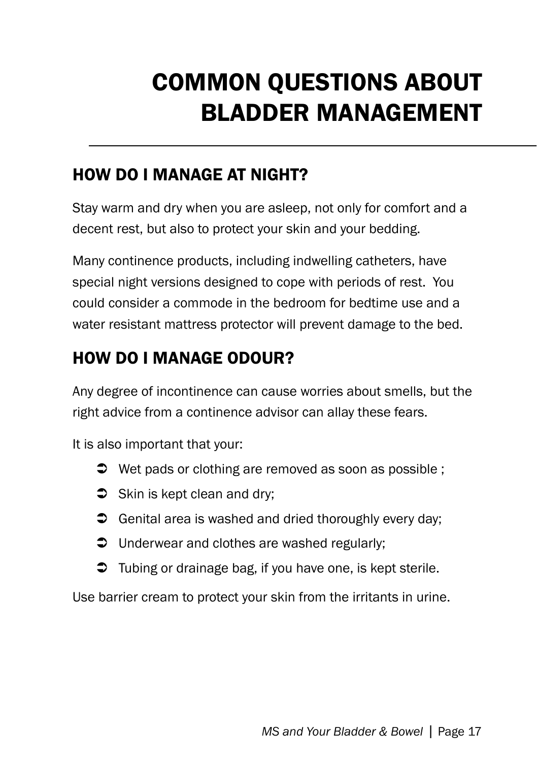# COMMON QUESTIONS ABOUT BLADDER MANAGEMENT

## HOW DO I MANAGE AT NIGHT?

Stay warm and dry when you are asleep, not only for comfort and a decent rest, but also to protect your skin and your bedding.

Many continence products, including indwelling catheters, have special night versions designed to cope with periods of rest. You could consider a commode in the bedroom for bedtime use and a water resistant mattress protector will prevent damage to the bed.

## HOW DO I MANAGE ODOUR?

Any degree of incontinence can cause worries about smells, but the right advice from a continence advisor can allay these fears.

It is also important that your:

- Wet pads or clothing are removed as soon as possible ;
- Skin is kept clean and dry;
- Genital area is washed and dried thoroughly every day;
- Underwear and clothes are washed regularly;
- Tubing or drainage bag, if you have one, is kept sterile.

Use barrier cream to protect your skin from the irritants in urine.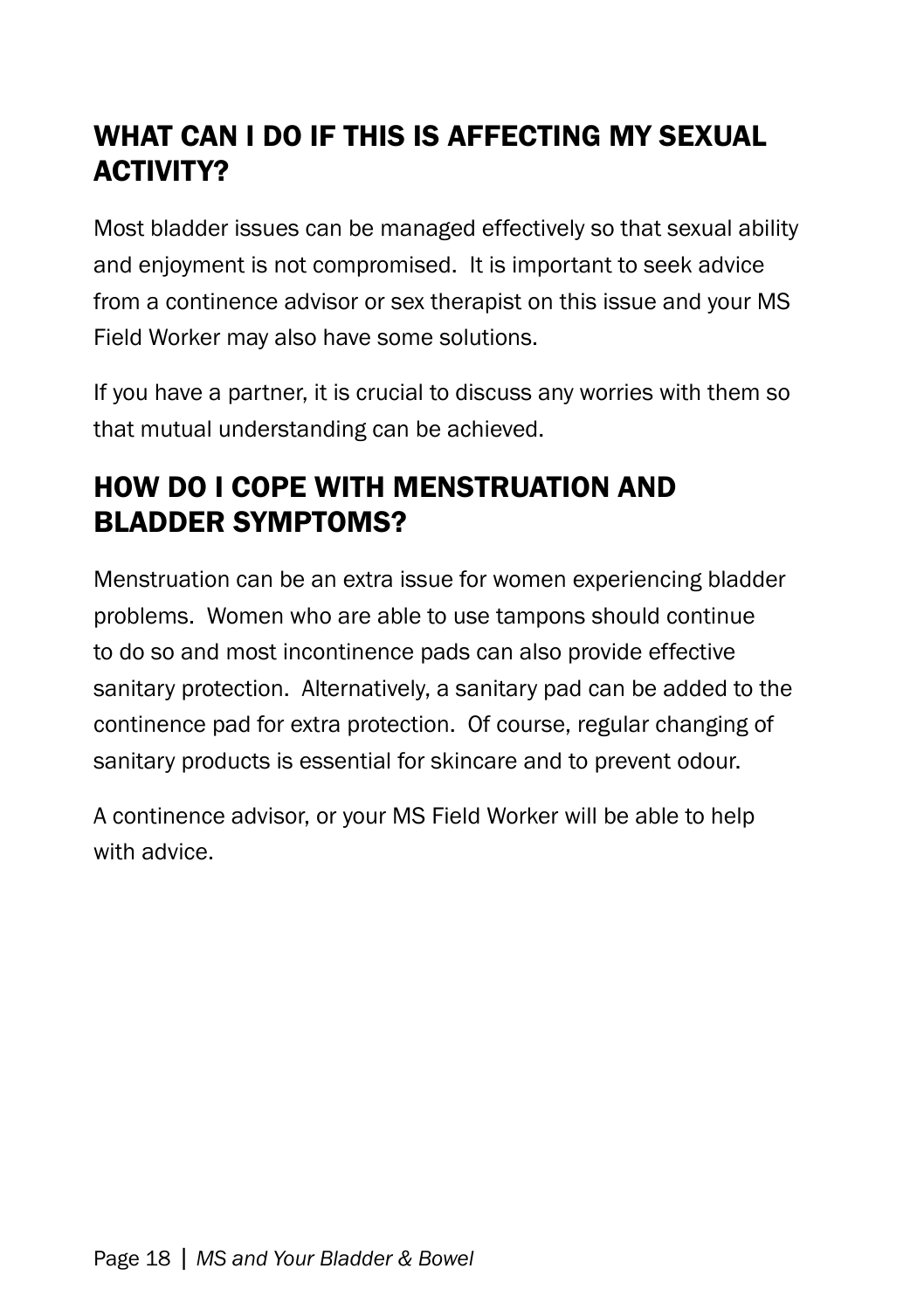## WHAT CAN I DO IF THIS IS AFFECTING MY SEXUAL ACTIVITY?

Most bladder issues can be managed effectively so that sexual ability and enjoyment is not compromised. It is important to seek advice from a continence advisor or sex therapist on this issue and your MS Field Worker may also have some solutions.

If you have a partner, it is crucial to discuss any worries with them so that mutual understanding can be achieved.

## HOW DO I COPE WITH MENSTRUATION AND BLADDER SYMPTOMS?

Menstruation can be an extra issue for women experiencing bladder problems. Women who are able to use tampons should continue to do so and most incontinence pads can also provide effective sanitary protection. Alternatively, a sanitary pad can be added to the continence pad for extra protection. Of course, regular changing of sanitary products is essential for skincare and to prevent odour.

A continence advisor, or your MS Field Worker will be able to help with advice.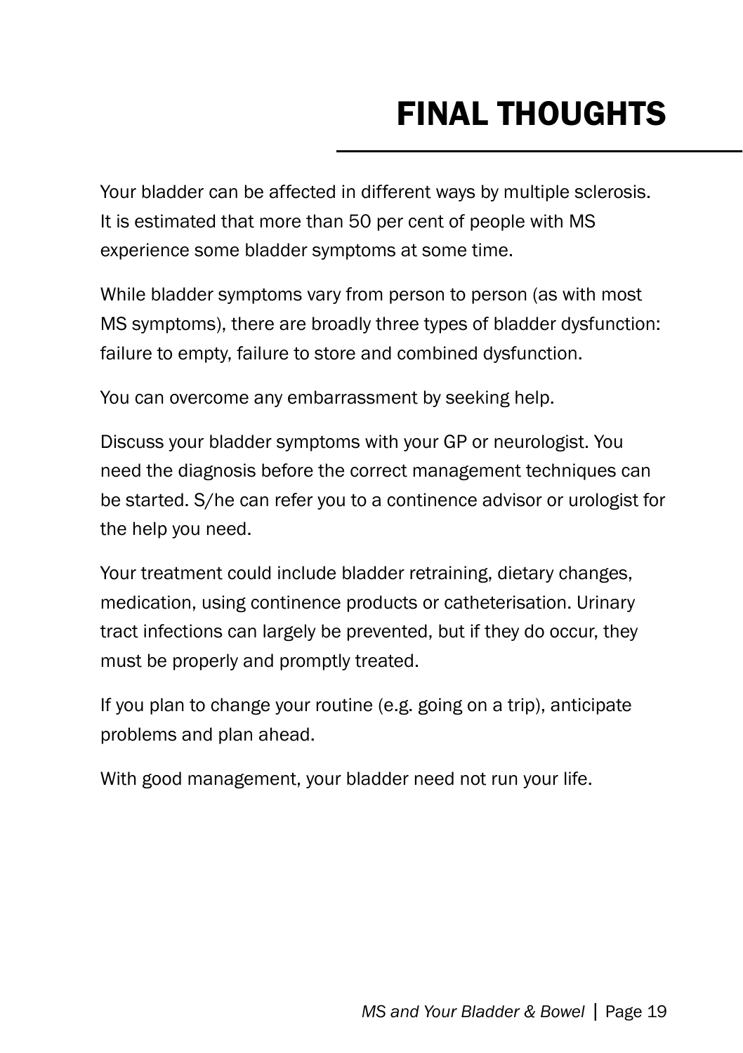# FINAL THOUGHTS

Your bladder can be affected in different ways by multiple sclerosis. It is estimated that more than 50 per cent of people with MS experience some bladder symptoms at some time.

While bladder symptoms vary from person to person (as with most MS symptoms), there are broadly three types of bladder dysfunction: failure to empty, failure to store and combined dysfunction.

You can overcome any embarrassment by seeking help.

Discuss your bladder symptoms with your GP or neurologist. You need the diagnosis before the correct management techniques can be started. S/he can refer you to a continence advisor or urologist for the help you need.

Your treatment could include bladder retraining, dietary changes, medication, using continence products or catheterisation. Urinary tract infections can largely be prevented, but if they do occur, they must be properly and promptly treated.

If you plan to change your routine (e.g. going on a trip), anticipate problems and plan ahead.

With good management, your bladder need not run your life.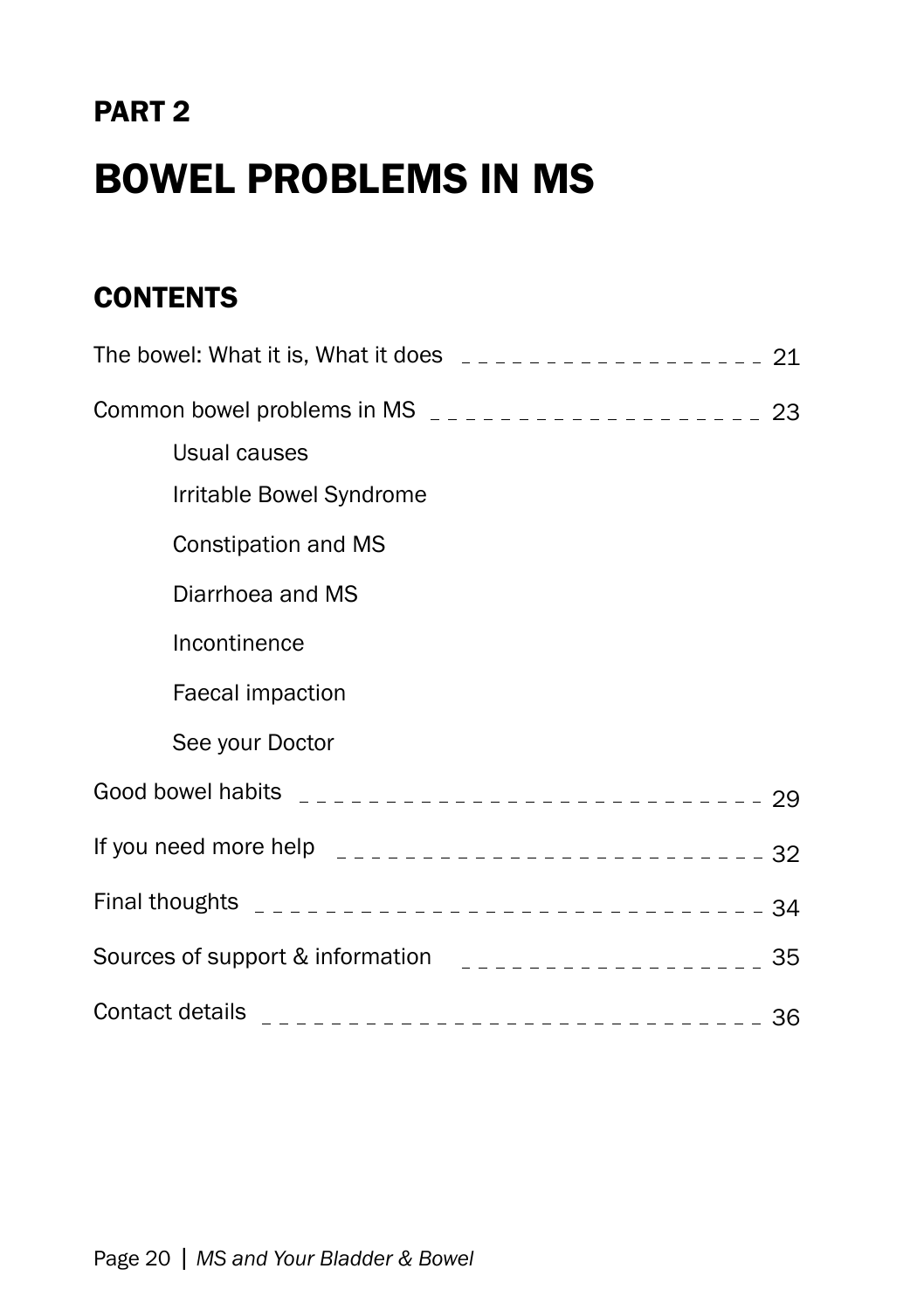## PART 2

# BOWEL PROBLEMS IN MS

## CONTENTS

The bowel: What it is, What it does ........ 21

Common bowel problems in MS ........ 23

- Usual causes
- Irritable Bowel Syndrome
- Constipation and MS
- Diarrhoea and MS
- Incontinence
- Faecal impaction
- See your Doctor

Good bowel habits ........ 29

If you need more help ........ 32

Final thoughts ........ 34

Sources of support & information ........ 35

Contact details ........ 36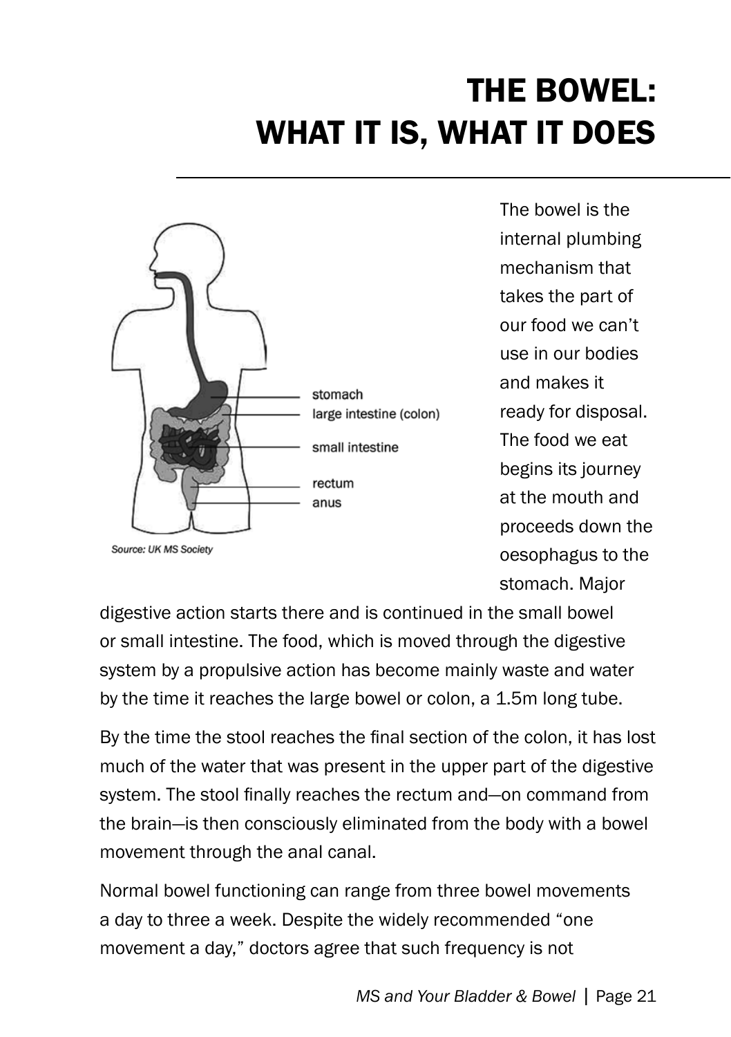# THE BOWEL: WHAT IT IS, WHAT IT DOES

stomach

large intestine (colon)

small intestine

rectum

anus

Source: UK MS Society

The bowel is the internal plumbing mechanism that takes the part of our food we can't use in our bodies and makes it ready for disposal. The food we eat begins its journey at the mouth and proceeds down the oesophagus to the stomach. Major digestive action starts there and is continued in the small bowel or small intestine. The food, which is moved through the digestive system by a propulsive action has become mainly waste and water by the time it reaches the large bowel or colon, a 1.5m long tube.

By the time the stool reaches the final section of the colon, it has lost much of the water that was present in the upper part of the digestive system. The stool finally reaches the rectum and—on command from the brain—is then consciously eliminated from the body with a bowel movement through the anal canal.

Normal bowel functioning can range from three bowel movements a day to three a week. Despite the widely recommended "one movement a day," doctors agree that such frequency is not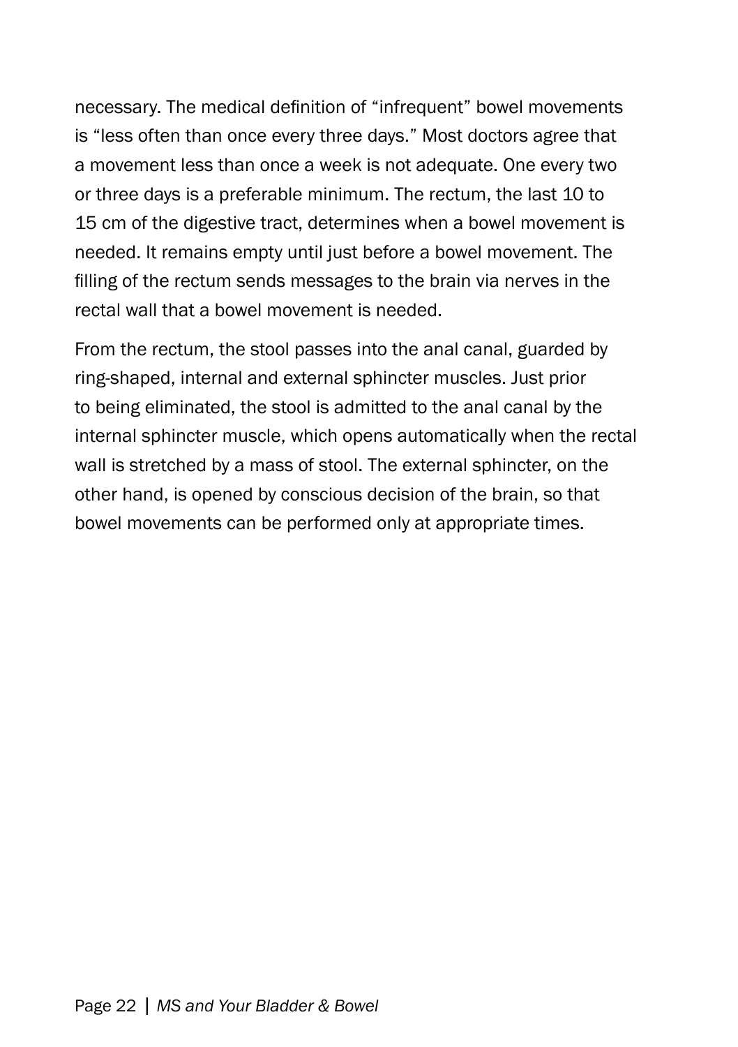necessary. The medical definition of "infrequent" bowel movements is "less often than once every three days." Most doctors agree that a movement less than once a week is not adequate. One every two or three days is a preferable minimum. The rectum, the last 10 to 15 cm of the digestive tract, determines when a bowel movement is needed. It remains empty until just before a bowel movement. The filling of the rectum sends messages to the brain via nerves in the rectal wall that a bowel movement is needed.

From the rectum, the stool passes into the anal canal, guarded by ring-shaped, internal and external sphincter muscles. Just prior to being eliminated, the stool is admitted to the anal canal by the internal sphincter muscle, which opens automatically when the rectal wall is stretched by a mass of stool. The external sphincter, on the other hand, is opened by conscious decision of the brain, so that bowel movements can be performed only at appropriate times.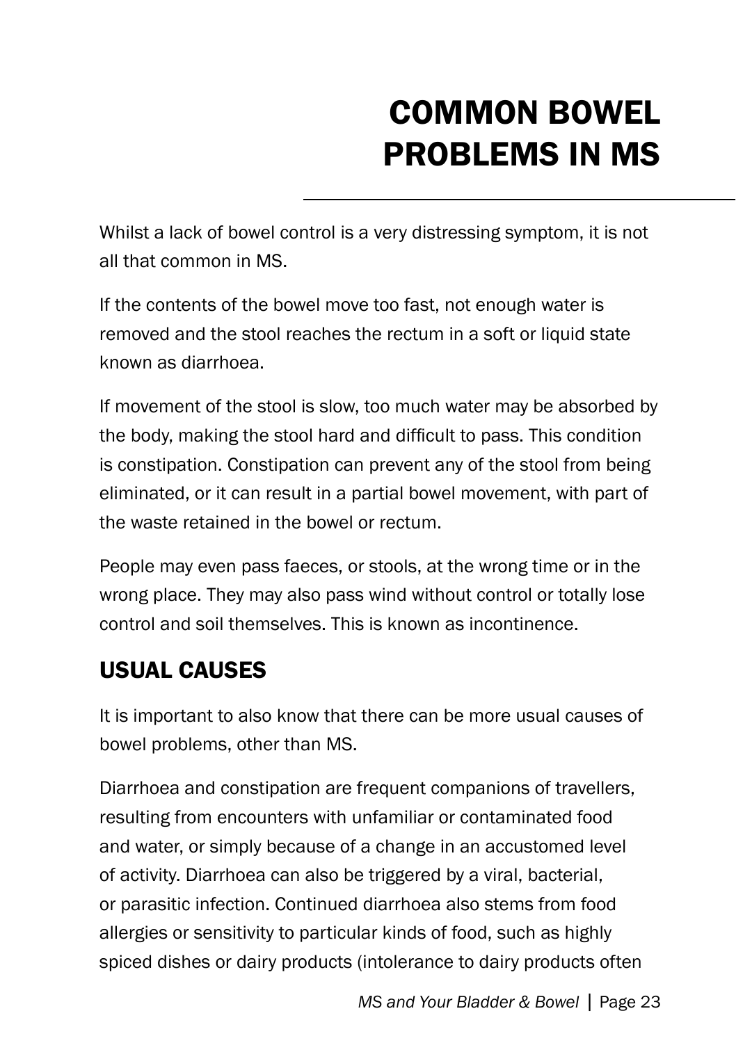# COMMON BOWEL PROBLEMS IN MS

Whilst a lack of bowel control is a very distressing symptom, it is not all that common in MS.

If the contents of the bowel move too fast, not enough water is removed and the stool reaches the rectum in a soft or liquid state known as diarrhoea.

If movement of the stool is slow, too much water may be absorbed by the body, making the stool hard and difficult to pass. This condition is constipation. Constipation can prevent any of the stool from being eliminated, or it can result in a partial bowel movement, with part of the waste retained in the bowel or rectum.

People may even pass faeces, or stools, at the wrong time or in the wrong place. They may also pass wind without control or totally lose control and soil themselves. This is known as incontinence.

## USUAL CAUSES

It is important to also know that there can be more usual causes of bowel problems, other than MS.

Diarrhoea and constipation are frequent companions of travellers, resulting from encounters with unfamiliar or contaminated food and water, or simply because of a change in an accustomed level of activity. Diarrhoea can also be triggered by a viral, bacterial, or parasitic infection. Continued diarrhoea also stems from food allergies or sensitivity to particular kinds of food, such as highly spiced dishes or dairy products (intolerance to dairy products often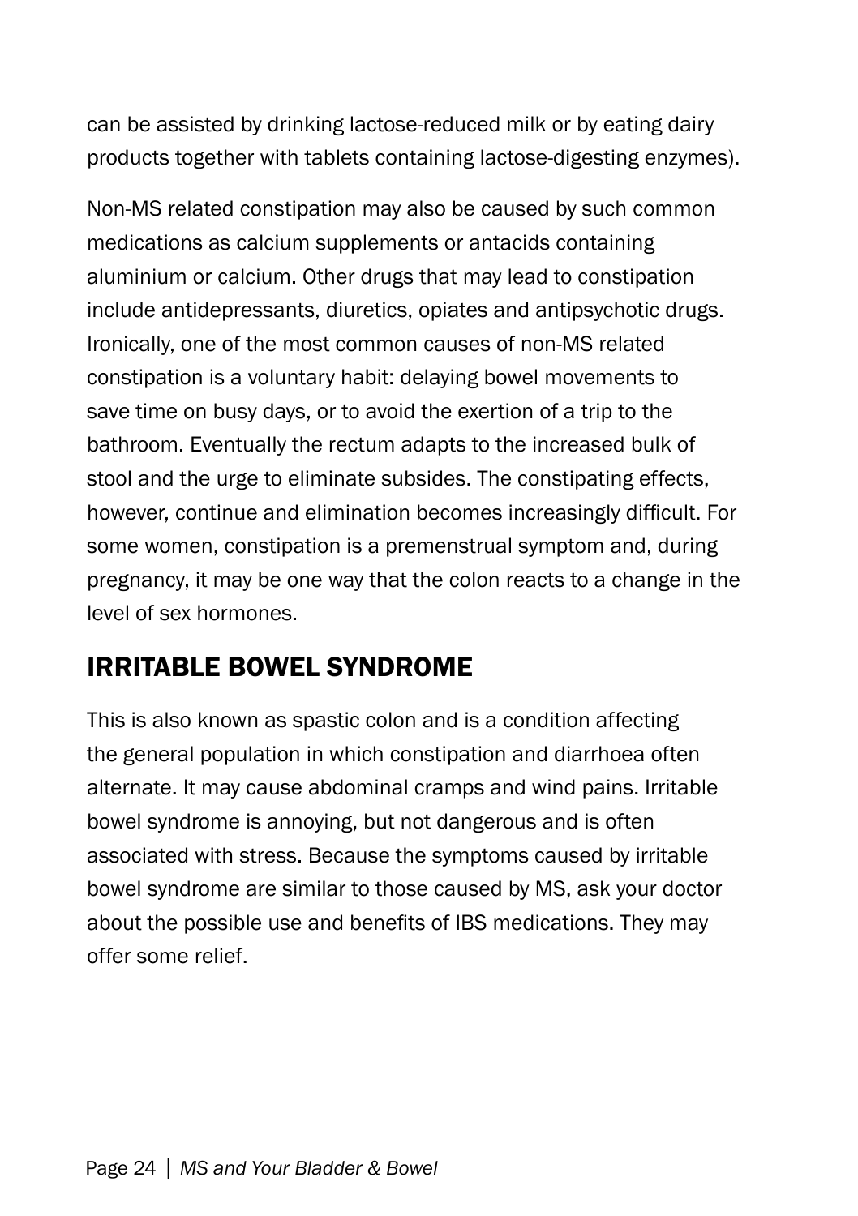can be assisted by drinking lactose-reduced milk or by eating dairy products together with tablets containing lactose-digesting enzymes).

Non-MS related constipation may also be caused by such common medications as calcium supplements or antacids containing aluminium or calcium. Other drugs that may lead to constipation include antidepressants, diuretics, opiates and antipsychotic drugs. Ironically, one of the most common causes of non-MS related constipation is a voluntary habit: delaying bowel movements to save time on busy days, or to avoid the exertion of a trip to the bathroom. Eventually the rectum adapts to the increased bulk of stool and the urge to eliminate subsides. The constipating effects, however, continue and elimination becomes increasingly difficult. For some women, constipation is a premenstrual symptom and, during pregnancy, it may be one way that the colon reacts to a change in the level of sex hormones.

## IRRITABLE BOWEL SYNDROME

This is also known as spastic colon and is a condition affecting the general population in which constipation and diarrhoea often alternate. It may cause abdominal cramps and wind pains. Irritable bowel syndrome is annoying, but not dangerous and is often associated with stress. Because the symptoms caused by irritable bowel syndrome are similar to those caused by MS, ask your doctor about the possible use and benefits of IBS medications. They may offer some relief.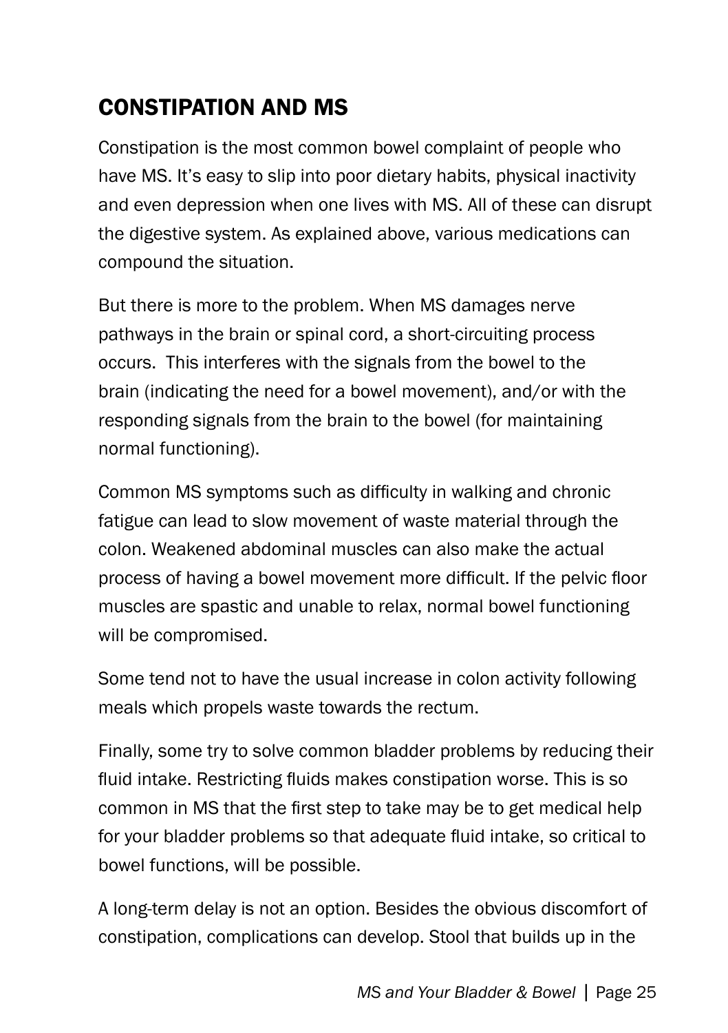## CONSTIPATION AND MS

Constipation is the most common bowel complaint of people who have MS. It's easy to slip into poor dietary habits, physical inactivity and even depression when one lives with MS. All of these can disrupt the digestive system. As explained above, various medications can compound the situation.

But there is more to the problem. When MS damages nerve pathways in the brain or spinal cord, a short-circuiting process occurs. This interferes with the signals from the bowel to the brain (indicating the need for a bowel movement), and/or with the responding signals from the brain to the bowel (for maintaining normal functioning).

Common MS symptoms such as difficulty in walking and chronic fatigue can lead to slow movement of waste material through the colon. Weakened abdominal muscles can also make the actual process of having a bowel movement more difficult. If the pelvic floor muscles are spastic and unable to relax, normal bowel functioning will be compromised.

Some tend not to have the usual increase in colon activity following meals which propels waste towards the rectum.

Finally, some try to solve common bladder problems by reducing their fluid intake. Restricting fluids makes constipation worse. This is so common in MS that the first step to take may be to get medical help for your bladder problems so that adequate fluid intake, so critical to bowel functions, will be possible.

A long-term delay is not an option. Besides the obvious discomfort of constipation, complications can develop. Stool that builds up in the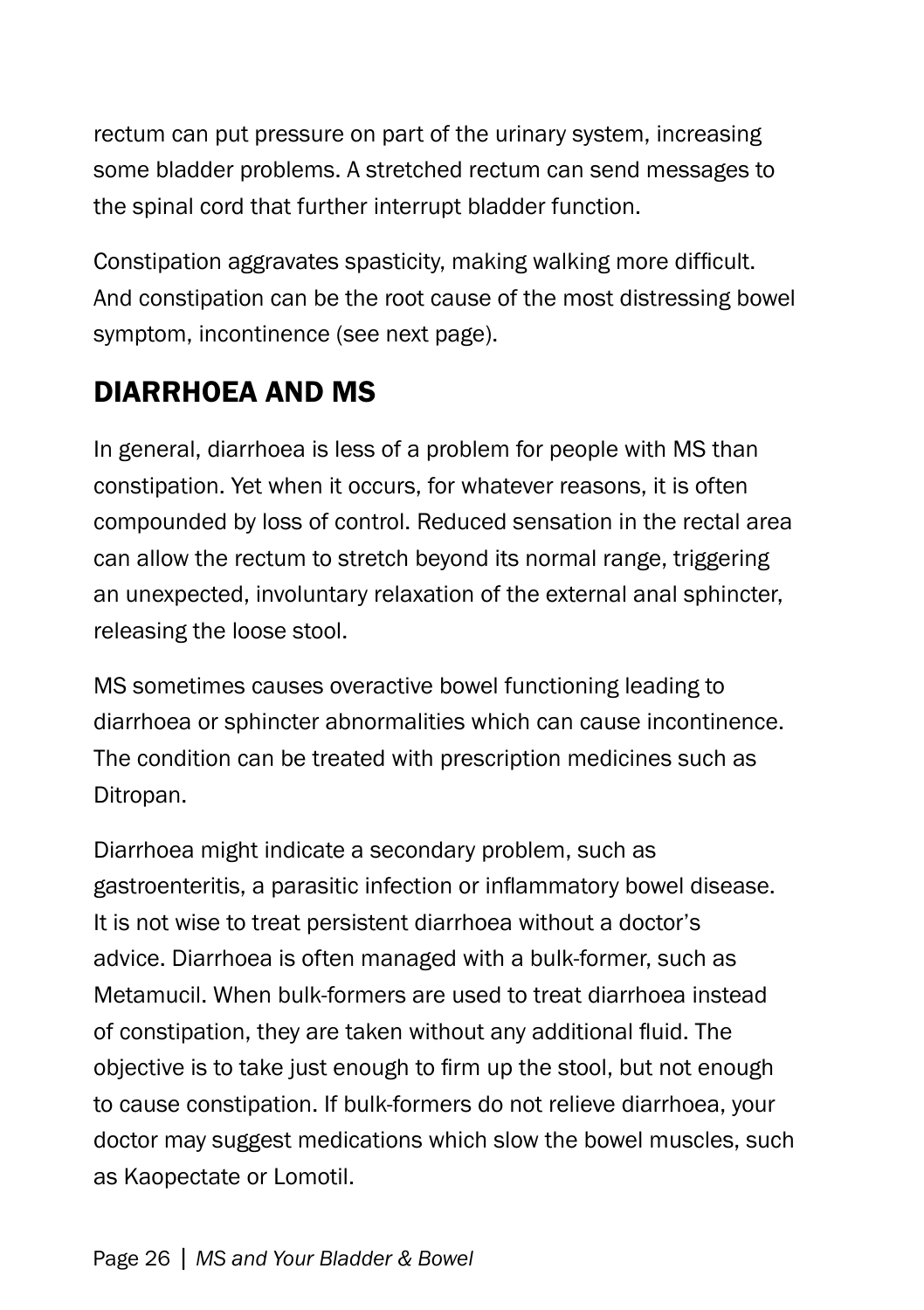rectum can put pressure on part of the urinary system, increasing some bladder problems. A stretched rectum can send messages to the spinal cord that further interrupt bladder function.

Constipation aggravates spasticity, making walking more difficult. And constipation can be the root cause of the most distressing bowel symptom, incontinence (see next page).

## DIARRHOEA AND MS

In general, diarrhoea is less of a problem for people with MS than constipation. Yet when it occurs, for whatever reasons, it is often compounded by loss of control. Reduced sensation in the rectal area can allow the rectum to stretch beyond its normal range, triggering an unexpected, involuntary relaxation of the external anal sphincter, releasing the loose stool.

MS sometimes causes overactive bowel functioning leading to diarrhoea or sphincter abnormalities which can cause incontinence. The condition can be treated with prescription medicines such as Ditropan.

Diarrhoea might indicate a secondary problem, such as gastroenteritis, a parasitic infection or inflammatory bowel disease. It is not wise to treat persistent diarrhoea without a doctor's advice. Diarrhoea is often managed with a bulk-former, such as Metamucil. When bulk-formers are used to treat diarrhoea instead of constipation, they are taken without any additional fluid. The objective is to take just enough to firm up the stool, but not enough to cause constipation. If bulk-formers do not relieve diarrhoea, your doctor may suggest medications which slow the bowel muscles, such as Kaopectate or Lomotil.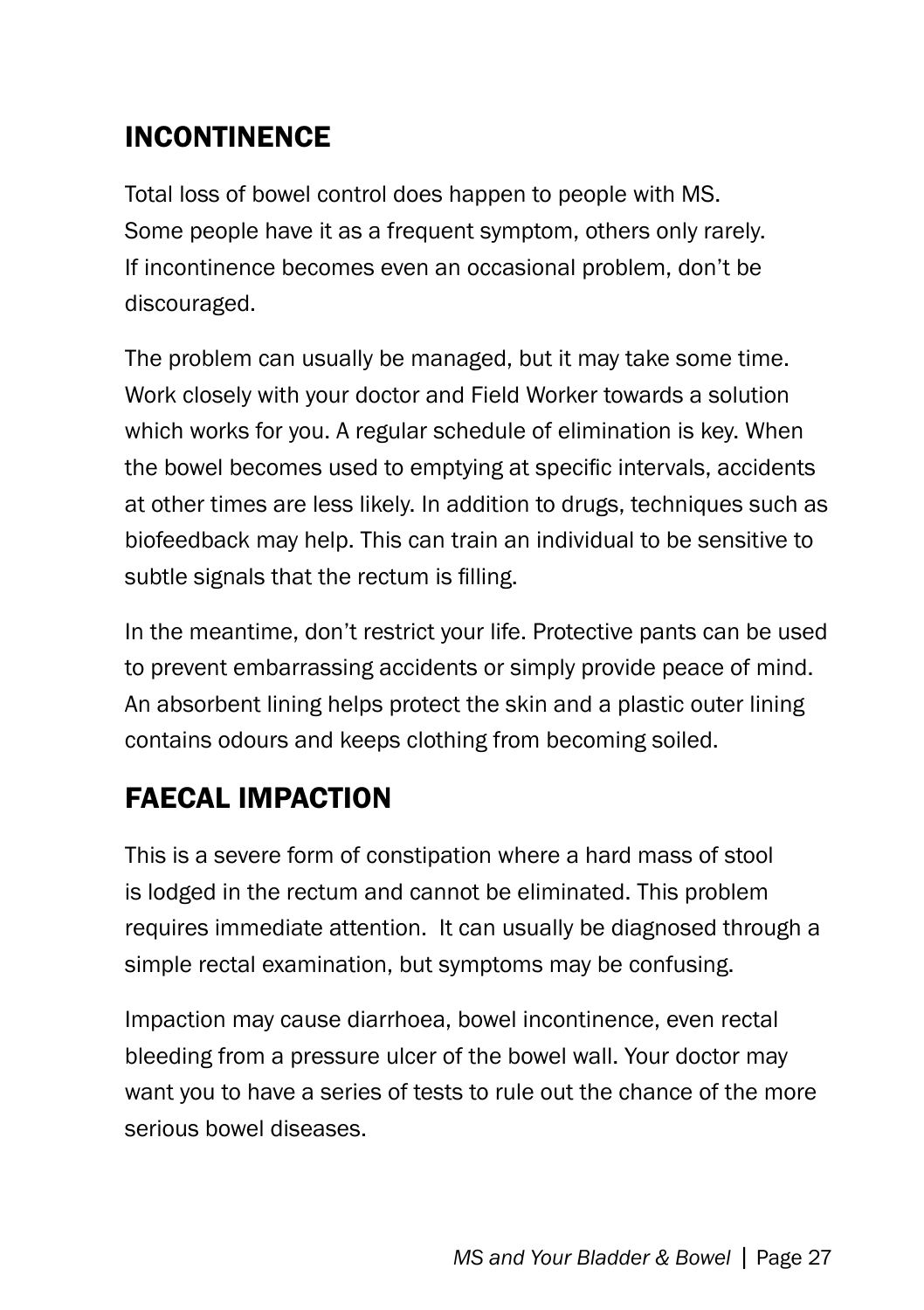## INCONTINENCE

Total loss of bowel control does happen to people with MS. Some people have it as a frequent symptom, others only rarely. If incontinence becomes even an occasional problem, don't be discouraged.

The problem can usually be managed, but it may take some time. Work closely with your doctor and Field Worker towards a solution which works for you. A regular schedule of elimination is key. When the bowel becomes used to emptying at specific intervals, accidents at other times are less likely. In addition to drugs, techniques such as biofeedback may help. This can train an individual to be sensitive to subtle signals that the rectum is filling.

In the meantime, don't restrict your life. Protective pants can be used to prevent embarrassing accidents or simply provide peace of mind. An absorbent lining helps protect the skin and a plastic outer lining contains odours and keeps clothing from becoming soiled.

## FAECAL IMPACTION

This is a severe form of constipation where a hard mass of stool is lodged in the rectum and cannot be eliminated. This problem requires immediate attention. It can usually be diagnosed through a simple rectal examination, but symptoms may be confusing.

Impaction may cause diarrhoea, bowel incontinence, even rectal bleeding from a pressure ulcer of the bowel wall. Your doctor may want you to have a series of tests to rule out the chance of the more serious bowel diseases.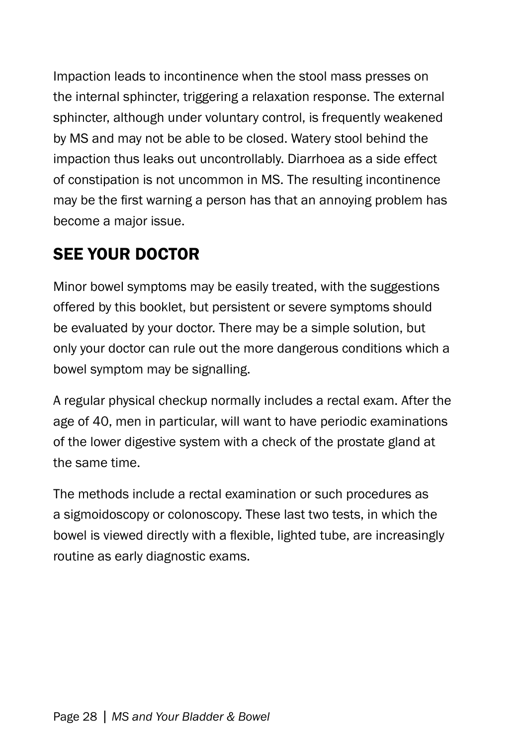Impaction leads to incontinence when the stool mass presses on the internal sphincter, triggering a relaxation response. The external sphincter, although under voluntary control, is frequently weakened by MS and may not be able to be closed. Watery stool behind the impaction thus leaks out uncontrollably. Diarrhoea as a side effect of constipation is not uncommon in MS. The resulting incontinence may be the first warning a person has that an annoying problem has become a major issue.

## SEE YOUR DOCTOR

Minor bowel symptoms may be easily treated, with the suggestions offered by this booklet, but persistent or severe symptoms should be evaluated by your doctor. There may be a simple solution, but only your doctor can rule out the more dangerous conditions which a bowel symptom may be signalling.

A regular physical checkup normally includes a rectal exam. After the age of 40, men in particular, will want to have periodic examinations of the lower digestive system with a check of the prostate gland at the same time.

The methods include a rectal examination or such procedures as a sigmoidoscopy or colonoscopy. These last two tests, in which the bowel is viewed directly with a flexible, lighted tube, are increasingly routine as early diagnostic exams.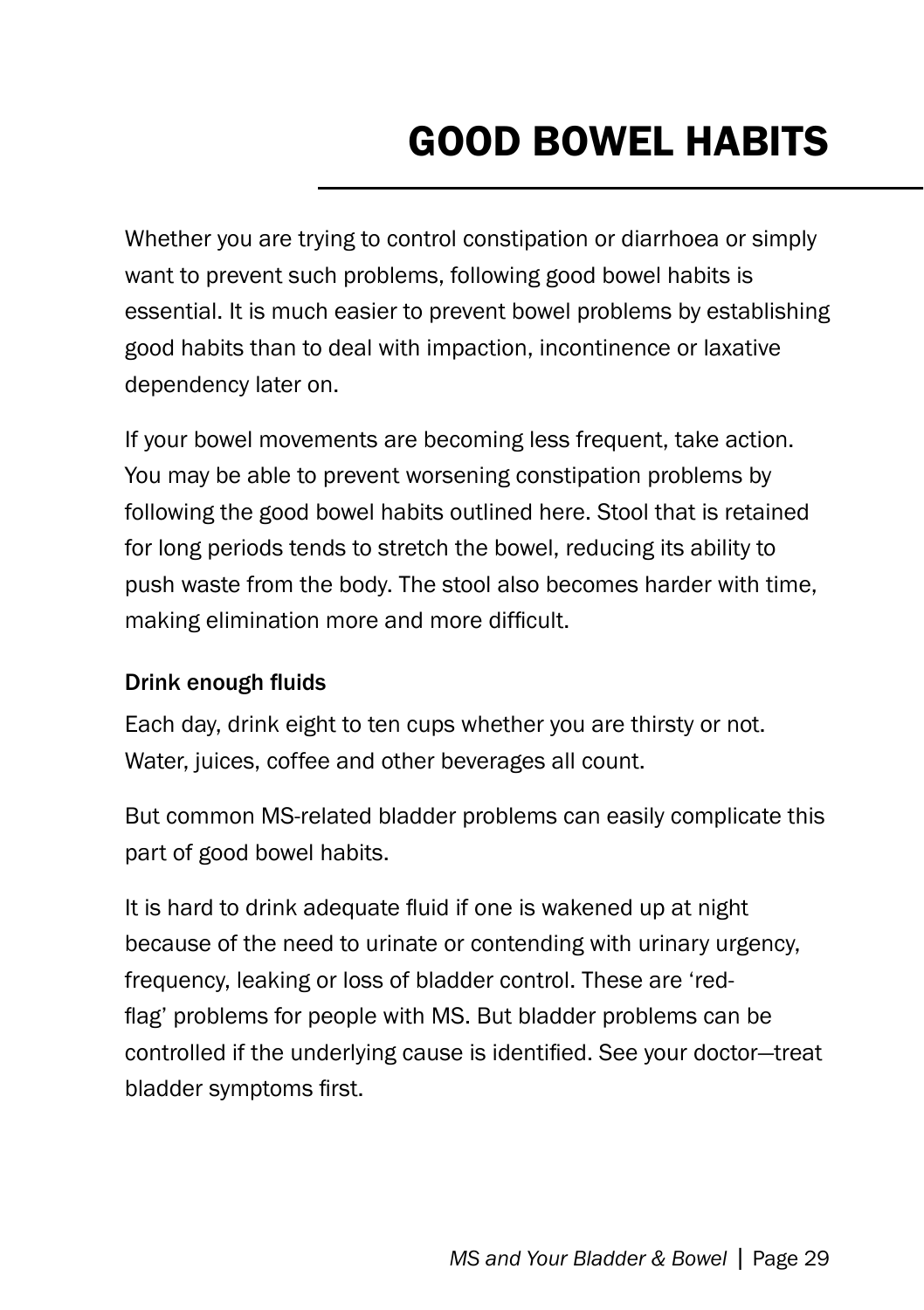# GOOD BOWEL HABITS

Whether you are trying to control constipation or diarrhoea or simply want to prevent such problems, following good bowel habits is essential. It is much easier to prevent bowel problems by establishing good habits than to deal with impaction, incontinence or laxative dependency later on.

If your bowel movements are becoming less frequent, take action. You may be able to prevent worsening constipation problems by following the good bowel habits outlined here. Stool that is retained for long periods tends to stretch the bowel, reducing its ability to push waste from the body. The stool also becomes harder with time, making elimination more and more difficult.

## Drink enough fluids

Each day, drink eight to ten cups whether you are thirsty or not. Water, juices, coffee and other beverages all count.

But common MS-related bladder problems can easily complicate this part of good bowel habits.

It is hard to drink adequate fluid if one is wakened up at night because of the need to urinate or contending with urinary urgency, frequency, leaking or loss of bladder control. These are 'red-flag' problems for people with MS. But bladder problems can be controlled if the underlying cause is identified. See your doctor—treat bladder symptoms first.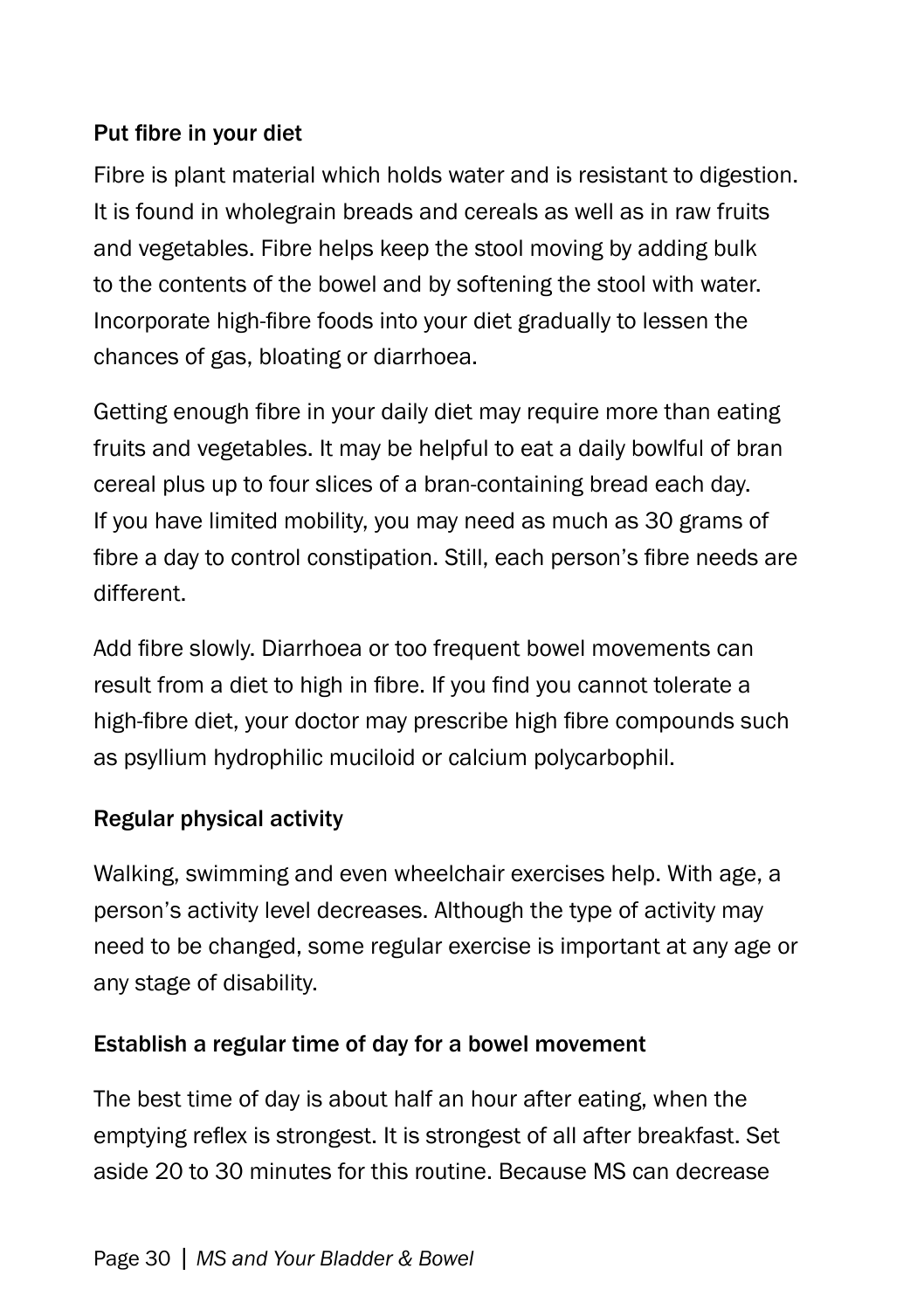### Put fibre in your diet

Fibre is plant material which holds water and is resistant to digestion. It is found in wholegrain breads and cereals as well as in raw fruits and vegetables. Fibre helps keep the stool moving by adding bulk to the contents of the bowel and by softening the stool with water. Incorporate high-fibre foods into your diet gradually to lessen the chances of gas, bloating or diarrhoea.

Getting enough fibre in your daily diet may require more than eating fruits and vegetables. It may be helpful to eat a daily bowlful of bran cereal plus up to four slices of a bran-containing bread each day. If you have limited mobility, you may need as much as 30 grams of fibre a day to control constipation. Still, each person's fibre needs are different.

Add fibre slowly. Diarrhoea or too frequent bowel movements can result from a diet to high in fibre. If you find you cannot tolerate a high-fibre diet, your doctor may prescribe high fibre compounds such as psyllium hydrophilic muciloid or calcium polycarbophil.

### Regular physical activity

Walking, swimming and even wheelchair exercises help. With age, a person's activity level decreases. Although the type of activity may need to be changed, some regular exercise is important at any age or any stage of disability.

### Establish a regular time of day for a bowel movement

The best time of day is about half an hour after eating, when the emptying reflex is strongest. It is strongest of all after breakfast. Set aside 20 to 30 minutes for this routine. Because MS can decrease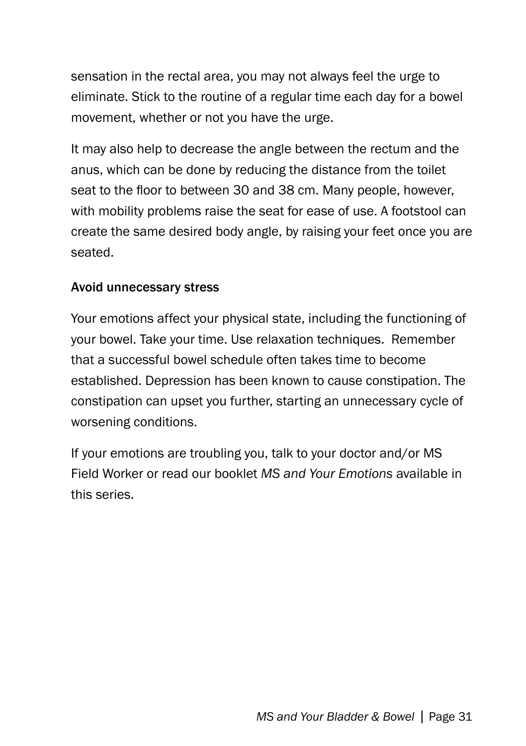sensation in the rectal area, you may not always feel the urge to eliminate. Stick to the routine of a regular time each day for a bowel movement, whether or not you have the urge.

It may also help to decrease the angle between the rectum and the anus, which can be done by reducing the distance from the toilet seat to the floor to between 30 and 38 cm. Many people, however, with mobility problems raise the seat for ease of use. A footstool can create the same desired body angle, by raising your feet once you are seated.

### Avoid unnecessary stress

Your emotions affect your physical state, including the functioning of your bowel. Take your time. Use relaxation techniques. Remember that a successful bowel schedule often takes time to become established. Depression has been known to cause constipation. The constipation can upset you further, starting an unnecessary cycle of worsening conditions.

If your emotions are troubling you, talk to your doctor and/or MS Field Worker or read our booklet *MS and Your Emotions* available in this series.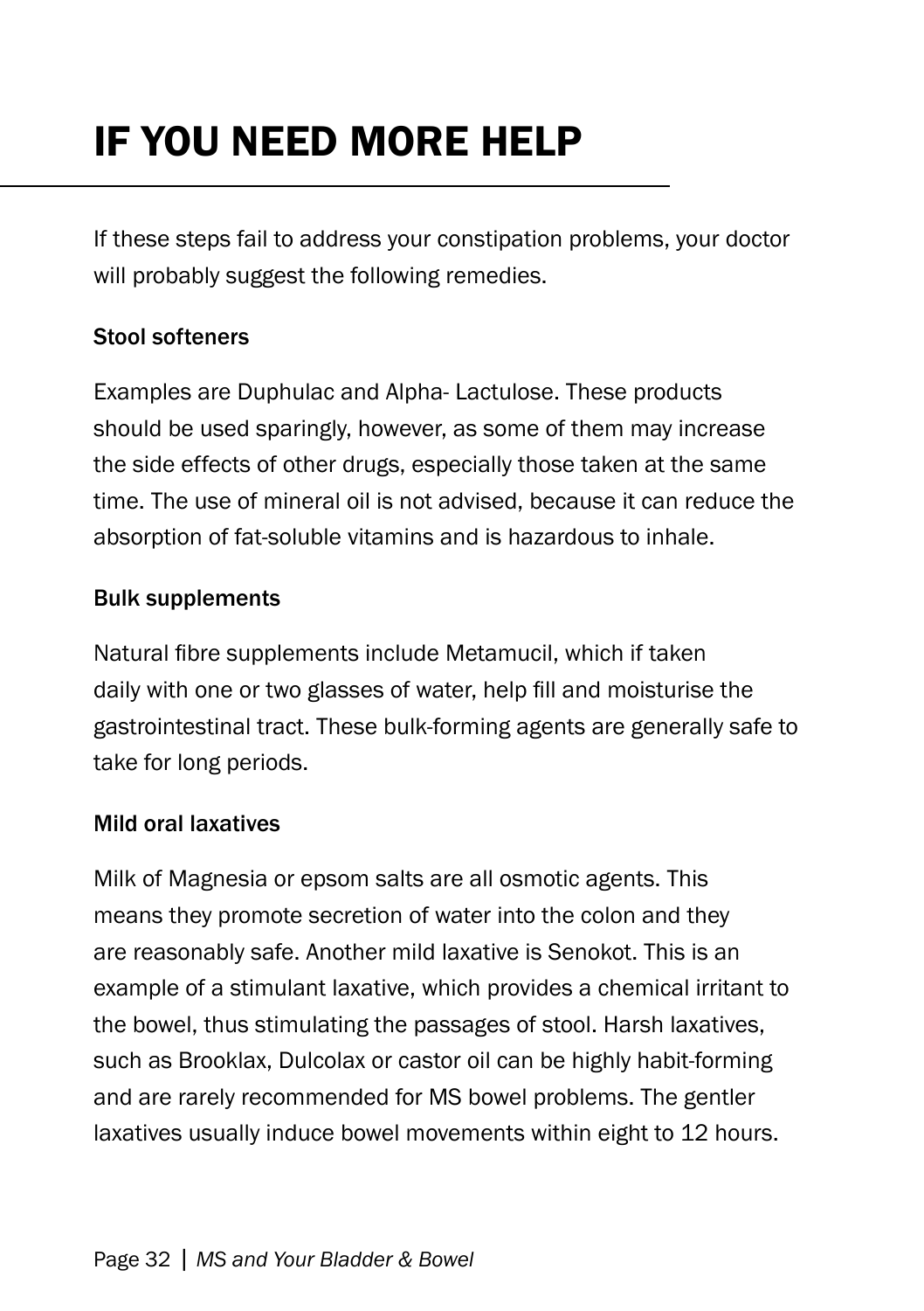# IF YOU NEED MORE HELP

If these steps fail to address your constipation problems, your doctor will probably suggest the following remedies.

### Stool softeners

Examples are Duphulac and Alpha- Lactulose. These products should be used sparingly, however, as some of them may increase the side effects of other drugs, especially those taken at the same time. The use of mineral oil is not advised, because it can reduce the absorption of fat-soluble vitamins and is hazardous to inhale.

### Bulk supplements

Natural fibre supplements include Metamucil, which if taken daily with one or two glasses of water, help fill and moisturise the gastrointestinal tract. These bulk-forming agents are generally safe to take for long periods.

### Mild oral laxatives

Milk of Magnesia or epsom salts are all osmotic agents. This means they promote secretion of water into the colon and they are reasonably safe. Another mild laxative is Senokot. This is an example of a stimulant laxative, which provides a chemical irritant to the bowel, thus stimulating the passages of stool. Harsh laxatives, such as Brooklax, Dulcolax or castor oil can be highly habit-forming and are rarely recommended for MS bowel problems. The gentler laxatives usually induce bowel movements within eight to 12 hours.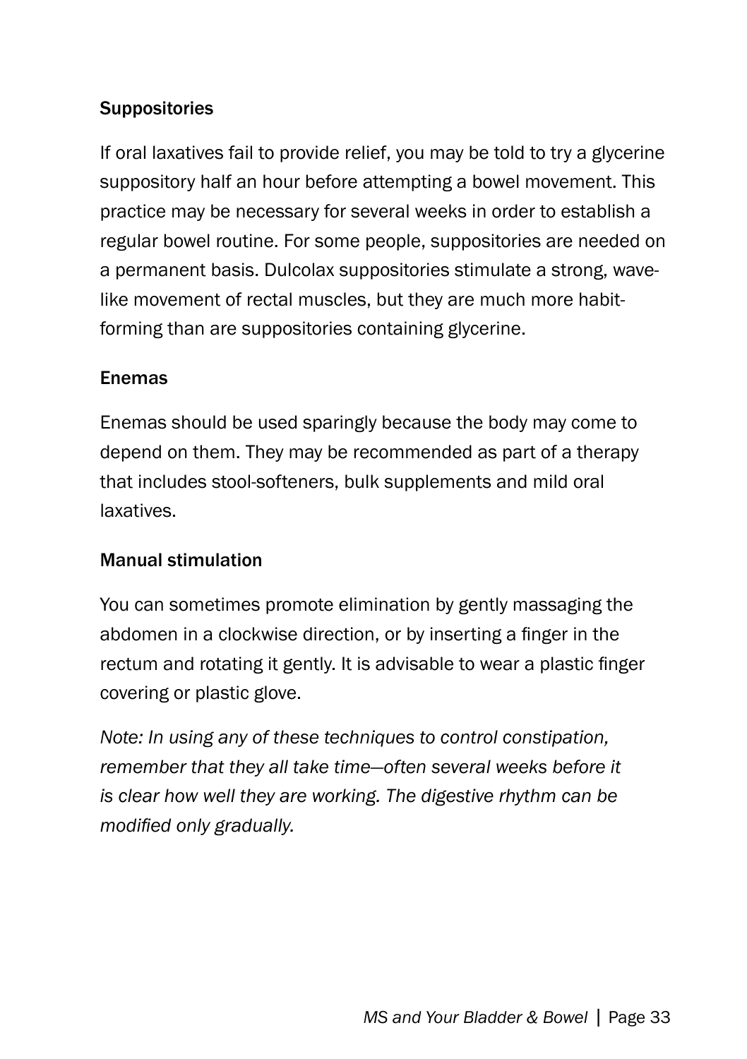### Suppositories

If oral laxatives fail to provide relief, you may be told to try a glycerine suppository half an hour before attempting a bowel movement. This practice may be necessary for several weeks in order to establish a regular bowel routine. For some people, suppositories are needed on a permanent basis. Dulcolax suppositories stimulate a strong, wave-like movement of rectal muscles, but they are much more habit-forming than are suppositories containing glycerine.

### Enemas

Enemas should be used sparingly because the body may come to depend on them. They may be recommended as part of a therapy that includes stool-softeners, bulk supplements and mild oral laxatives.

### Manual stimulation

You can sometimes promote elimination by gently massaging the abdomen in a clockwise direction, or by inserting a finger in the rectum and rotating it gently. It is advisable to wear a plastic finger covering or plastic glove.

*Note: In using any of these techniques to control constipation, remember that they all take time—often several weeks before it is clear how well they are working. The digestive rhythm can be modified only gradually.*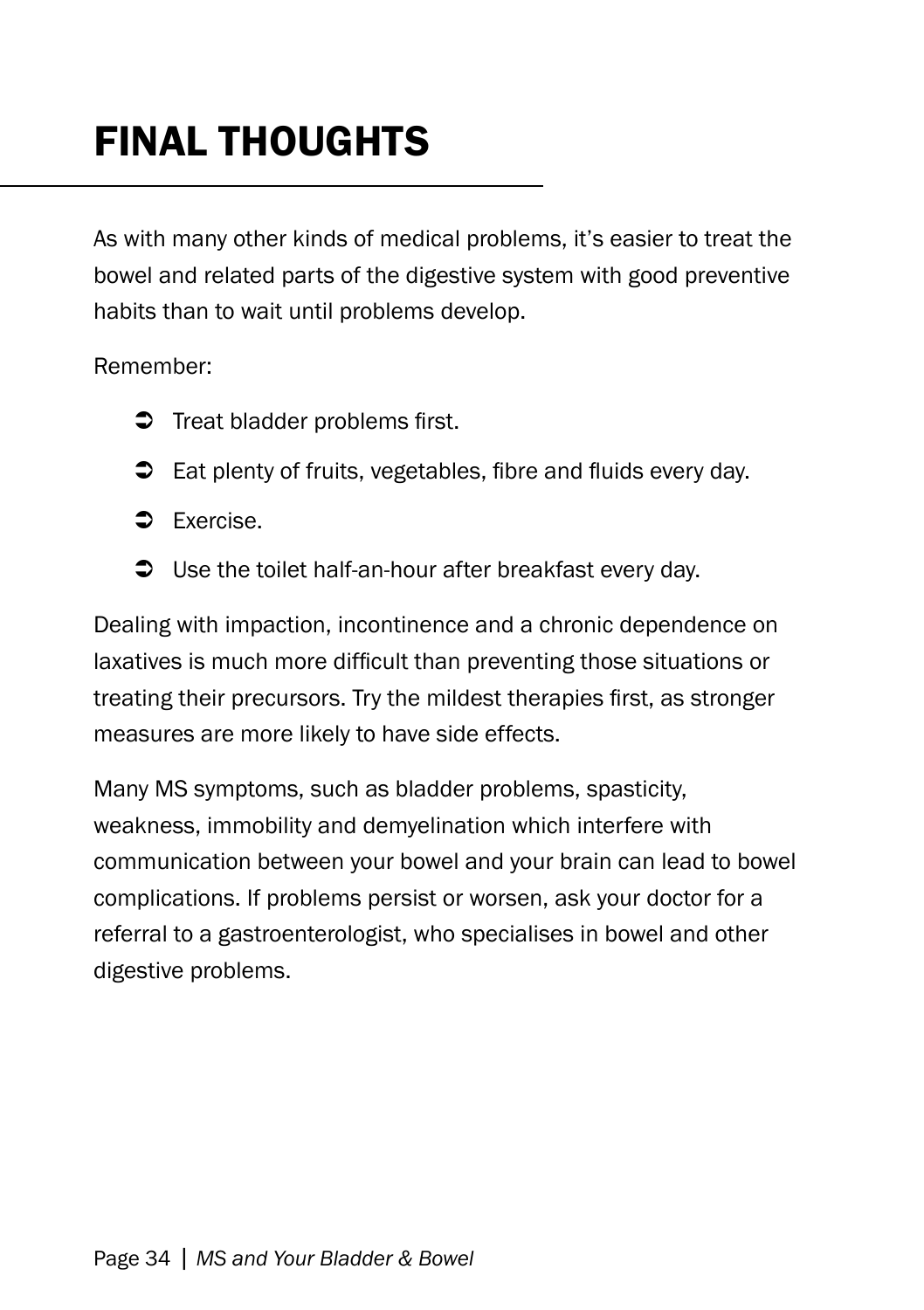# FINAL THOUGHTS

As with many other kinds of medical problems, it's easier to treat the bowel and related parts of the digestive system with good preventive habits than to wait until problems develop.

Remember:

- Treat bladder problems first.
- Eat plenty of fruits, vegetables, fibre and fluids every day.
- Exercise.
- Use the toilet half-an-hour after breakfast every day.

Dealing with impaction, incontinence and a chronic dependence on laxatives is much more difficult than preventing those situations or treating their precursors. Try the mildest therapies first, as stronger measures are more likely to have side effects.

Many MS symptoms, such as bladder problems, spasticity, weakness, immobility and demyelination which interfere with communication between your bowel and your brain can lead to bowel complications. If problems persist or worsen, ask your doctor for a referral to a gastroenterologist, who specialises in bowel and other digestive problems.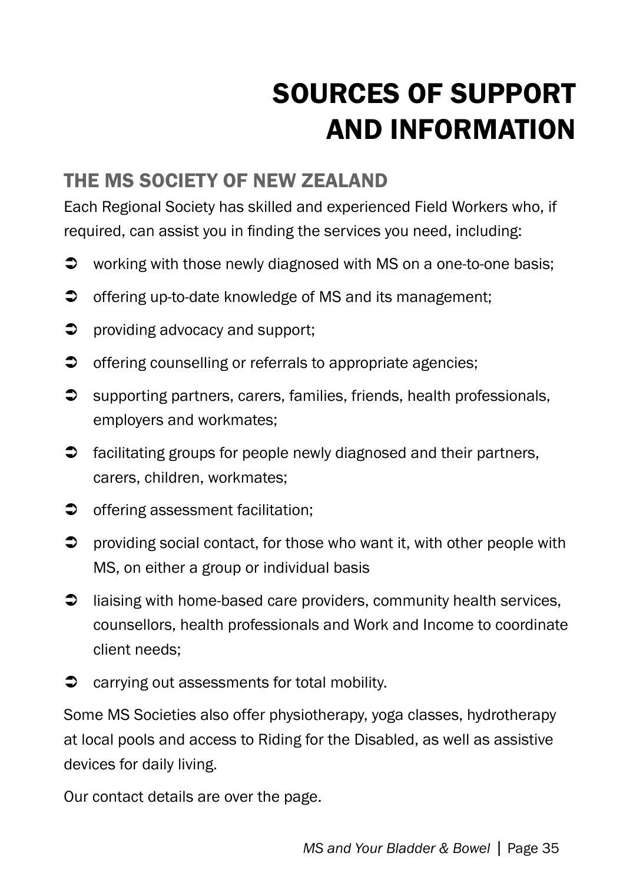# SOURCES OF SUPPORT AND INFORMATION

## THE MS SOCIETY OF NEW ZEALAND

Each Regional Society has skilled and experienced Field Workers who, if required, can assist you in finding the services you need, including:

- working with those newly diagnosed with MS on a one-to-one basis;
- offering up-to-date knowledge of MS and its management;
- providing advocacy and support;
- offering counselling or referrals to appropriate agencies;
- supporting partners, carers, families, friends, health professionals, employers and workmates;
- facilitating groups for people newly diagnosed and their partners, carers, children, workmates;
- offering assessment facilitation;
- providing social contact, for those who want it, with other people with MS, on either a group or individual basis
- liaising with home-based care providers, community health services, counsellors, health professionals and Work and Income to coordinate client needs;
- carrying out assessments for total mobility.

Some MS Societies also offer physiotherapy, yoga classes, hydrotherapy at local pools and access to Riding for the Disabled, as well as assistive devices for daily living.

Our contact details are over the page.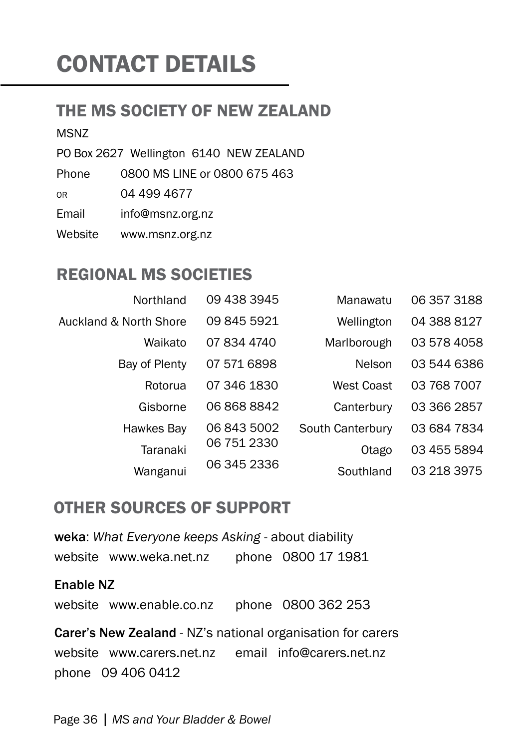# CONTACT DETAILS

## THE MS SOCIETY OF NEW ZEALAND

MSNZ

PO Box 2627 Wellington 6140 NEW ZEALAND

Phone 0800 MS LINE or 0800 675 463

OR 04 499 4677

Email info@msnz.org.nz

Website www.msnz.org.nz

## REGIONAL MS SOCIETIES

| | | | |
|---|---|---|---|
| Northland | 09 438 3945 | Manawatu | 06 357 3188 |
| Auckland & North Shore | 09 845 5921 | Wellington | 04 388 8127 |
| Waikato | 07 834 4740 | Marlborough | 03 578 4058 |
| Bay of Plenty | 07 571 6898 | Nelson | 03 544 6386 |
| Rotorua | 07 346 1830 | West Coast | 03 768 7007 |
| Gisborne | 06 868 8842 | Canterbury | 03 366 2857 |
| Hawkes Bay | 06 843 5002 | South Canterbury | 03 684 7834 |
| Taranaki | 06 751 2330 | Otago | 03 455 5894 |
| Wanganui | 06 345 2336 | Southland | 03 218 3975 |

## OTHER SOURCES OF SUPPORT

**weka**: *What Everyone keeps Asking* - about diability
website www.weka.net.nz phone 0800 17 1981

**Enable NZ**
website www.enable.co.nz phone 0800 362 253

**Carer's New Zealand** - NZ's national organisation for carers
website www.carers.net.nz email info@carers.net.nz
phone 09 406 0412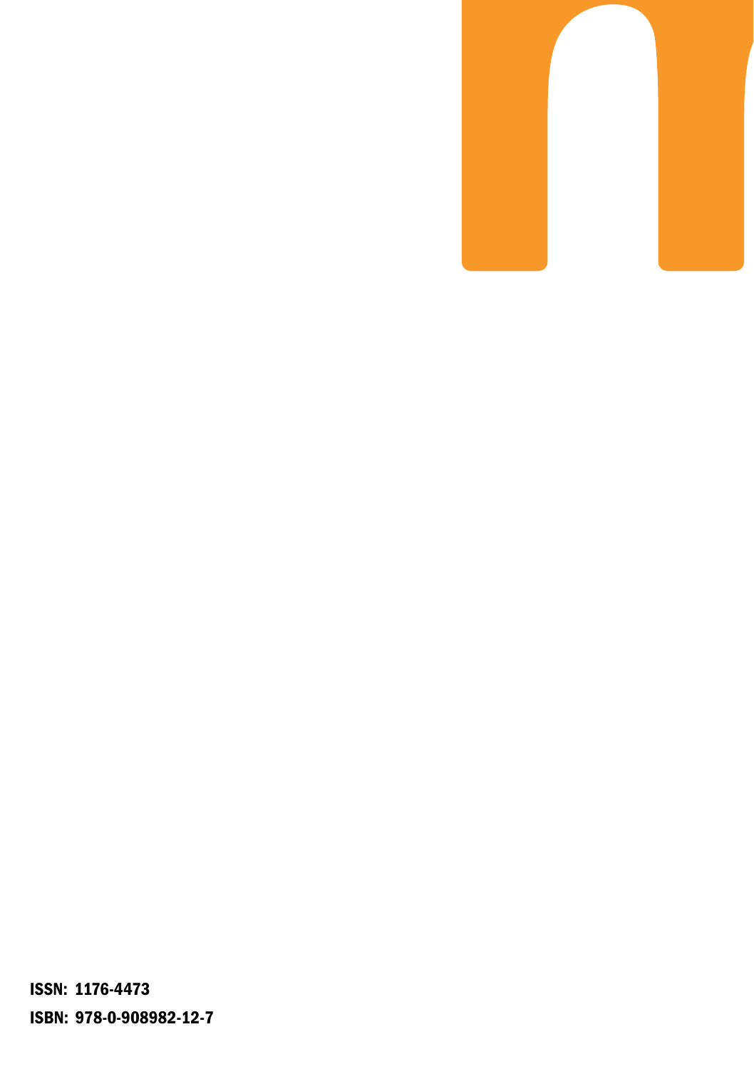ISSN: 1176-4473

ISBN: 978-0-908982-12-7